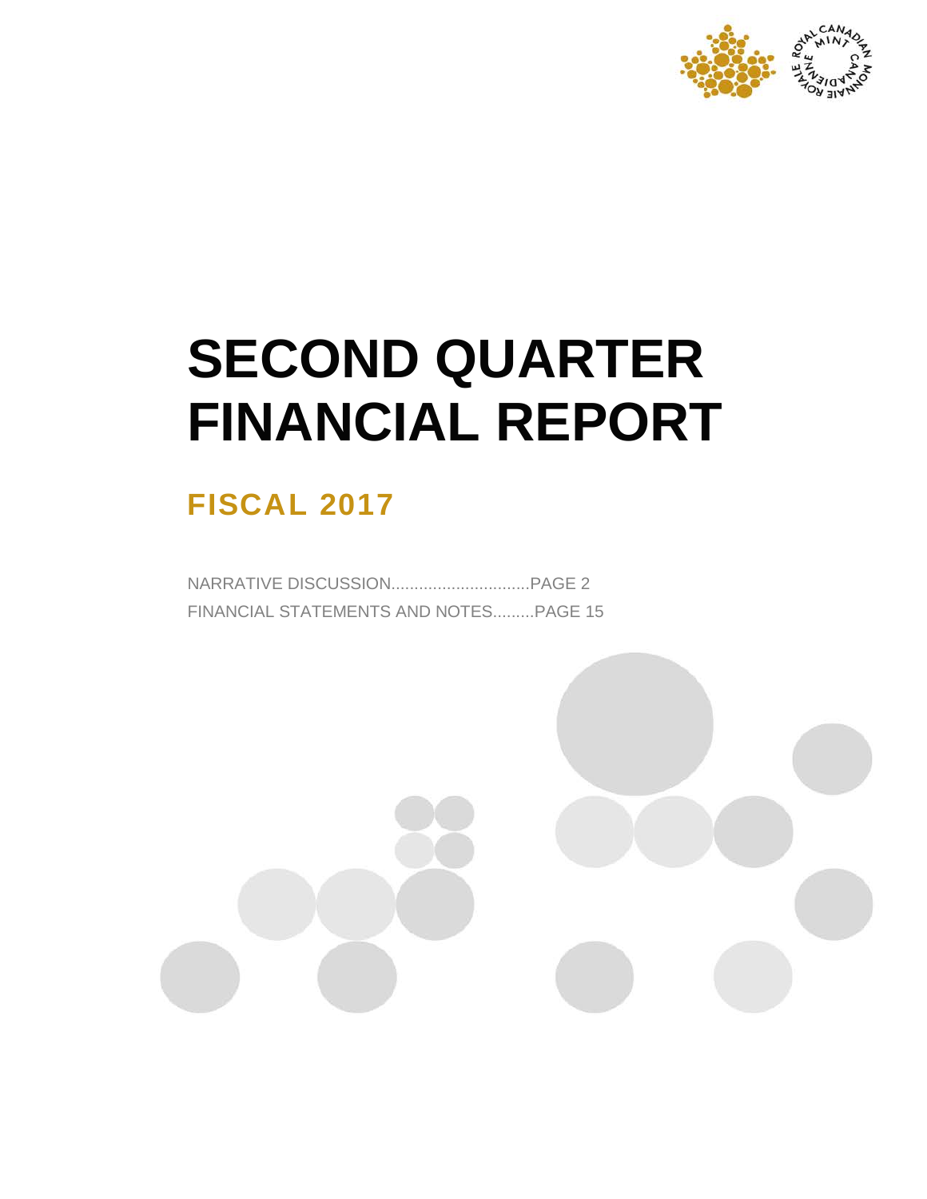# SECOND QUARTER FINANCIAL REPORT

## FISCAL 2017

NARRATIVE DISCUSSION..............................PAGE 2

FINANCIAL STATEMENTS AND NOTES.........PAGE 15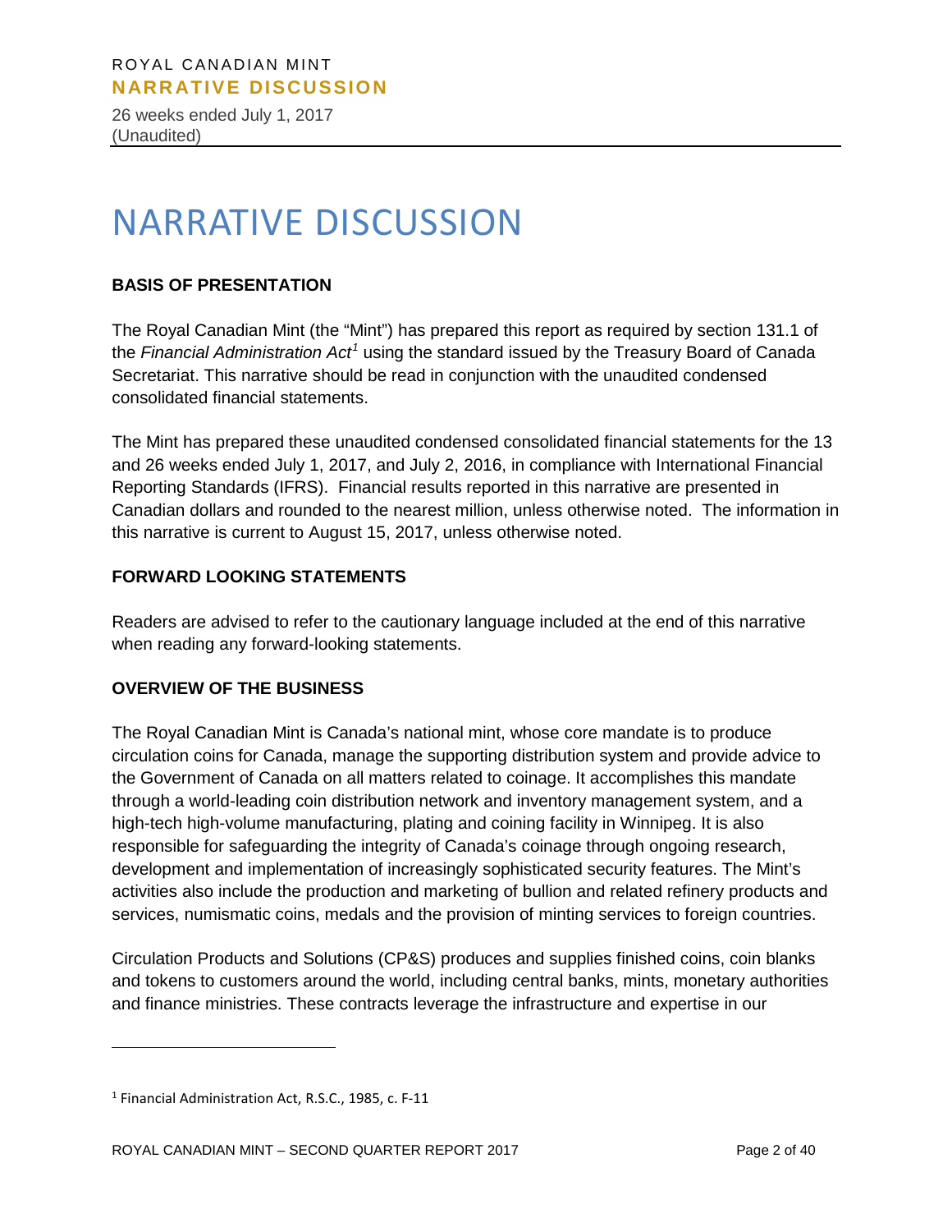# NARRATIVE DISCUSSION

## BASIS OF PRESENTATION

The Royal Canadian Mint (the "Mint") has prepared this report as required by section 131.1 of the *Financial Administration Act*[1] using the standard issued by the Treasury Board of Canada Secretariat. This narrative should be read in conjunction with the unaudited condensed consolidated financial statements.

The Mint has prepared these unaudited condensed consolidated financial statements for the 13 and 26 weeks ended July 1, 2017, and July 2, 2016, in compliance with International Financial Reporting Standards (IFRS). Financial results reported in this narrative are presented in Canadian dollars and rounded to the nearest million, unless otherwise noted. The information in this narrative is current to August 15, 2017, unless otherwise noted.

## FORWARD LOOKING STATEMENTS

Readers are advised to refer to the cautionary language included at the end of this narrative when reading any forward-looking statements.

## OVERVIEW OF THE BUSINESS

The Royal Canadian Mint is Canada's national mint, whose core mandate is to produce circulation coins for Canada, manage the supporting distribution system and provide advice to the Government of Canada on all matters related to coinage. It accomplishes this mandate through a world-leading coin distribution network and inventory management system, and a high-tech high-volume manufacturing, plating and coining facility in Winnipeg. It is also responsible for safeguarding the integrity of Canada's coinage through ongoing research, development and implementation of increasingly sophisticated security features. The Mint's activities also include the production and marketing of bullion and related refinery products and services, numismatic coins, medals and the provision of minting services to foreign countries.

Circulation Products and Solutions (CP&S) produces and supplies finished coins, coin blanks and tokens to customers around the world, including central banks, mints, monetary authorities and finance ministries. These contracts leverage the infrastructure and expertise in our

---

[1] Financial Administration Act, R.S.C., 1985, c. F-11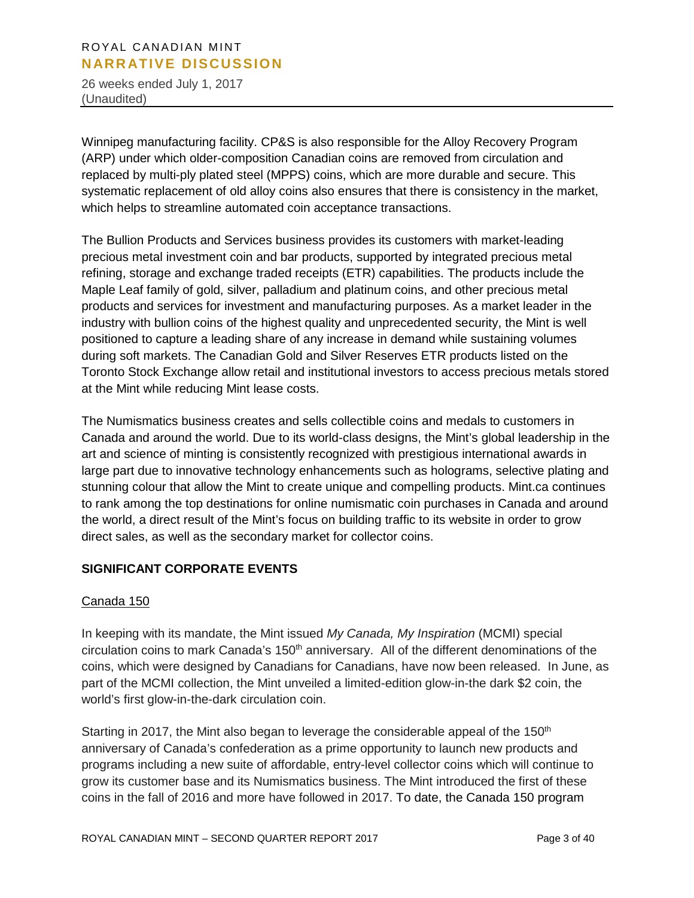Winnipeg manufacturing facility. CP&S is also responsible for the Alloy Recovery Program (ARP) under which older-composition Canadian coins are removed from circulation and replaced by multi-ply plated steel (MPPS) coins, which are more durable and secure. This systematic replacement of old alloy coins also ensures that there is consistency in the market, which helps to streamline automated coin acceptance transactions.

The Bullion Products and Services business provides its customers with market-leading precious metal investment coin and bar products, supported by integrated precious metal refining, storage and exchange traded receipts (ETR) capabilities. The products include the Maple Leaf family of gold, silver, palladium and platinum coins, and other precious metal products and services for investment and manufacturing purposes. As a market leader in the industry with bullion coins of the highest quality and unprecedented security, the Mint is well positioned to capture a leading share of any increase in demand while sustaining volumes during soft markets. The Canadian Gold and Silver Reserves ETR products listed on the Toronto Stock Exchange allow retail and institutional investors to access precious metals stored at the Mint while reducing Mint lease costs.

The Numismatics business creates and sells collectible coins and medals to customers in Canada and around the world. Due to its world-class designs, the Mint's global leadership in the art and science of minting is consistently recognized with prestigious international awards in large part due to innovative technology enhancements such as holograms, selective plating and stunning colour that allow the Mint to create unique and compelling products. Mint.ca continues to rank among the top destinations for online numismatic coin purchases in Canada and around the world, a direct result of the Mint's focus on building traffic to its website in order to grow direct sales, as well as the secondary market for collector coins.

## SIGNIFICANT CORPORATE EVENTS

### Canada 150

In keeping with its mandate, the Mint issued *My Canada, My Inspiration* (MCMI) special circulation coins to mark Canada's 150th anniversary. All of the different denominations of the coins, which were designed by Canadians for Canadians, have now been released. In June, as part of the MCMI collection, the Mint unveiled a limited-edition glow-in-the dark $2 coin, the world's first glow-in-the-dark circulation coin.

Starting in 2017, the Mint also began to leverage the considerable appeal of the 150th anniversary of Canada's confederation as a prime opportunity to launch new products and programs including a new suite of affordable, entry-level collector coins which will continue to grow its customer base and its Numismatics business. The Mint introduced the first of these coins in the fall of 2016 and more have followed in 2017. To date, the Canada 150 program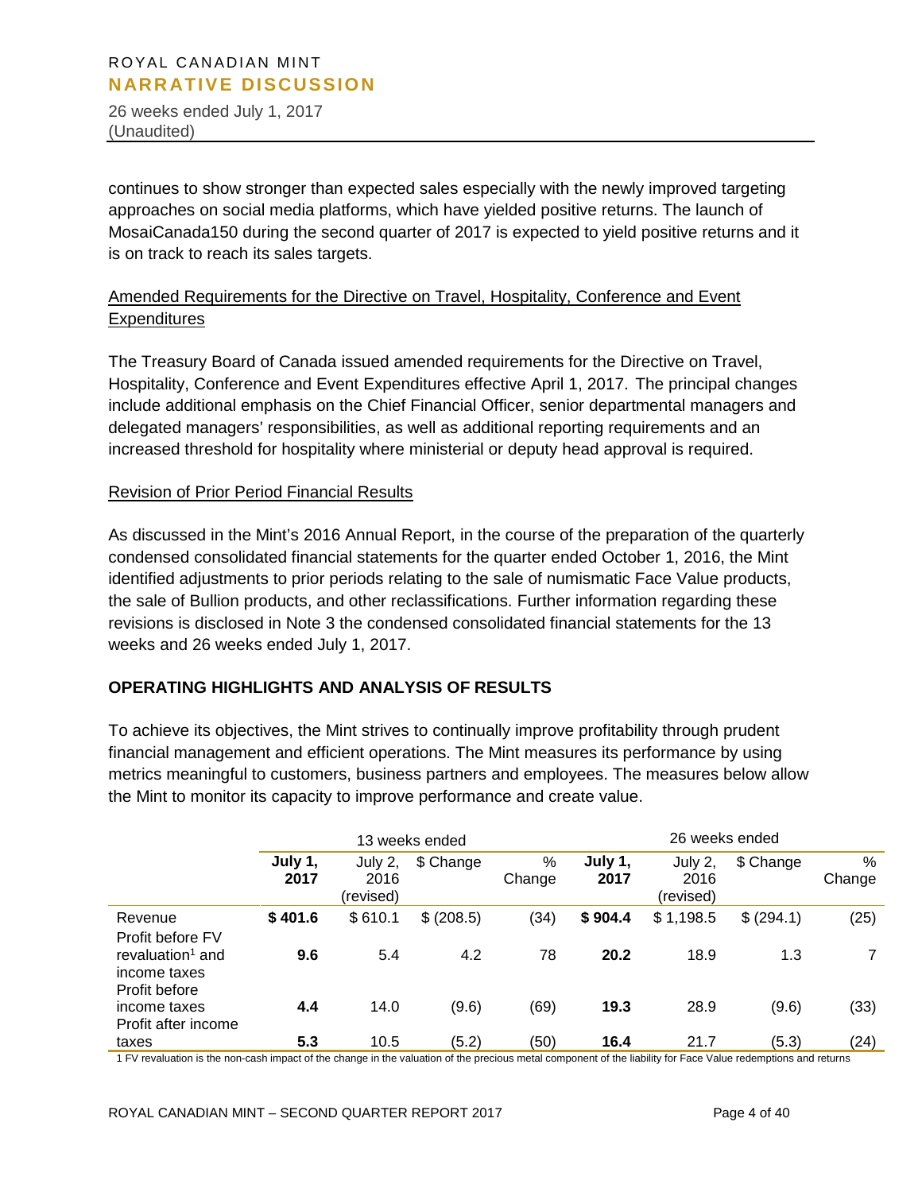continues to show stronger than expected sales especially with the newly improved targeting approaches on social media platforms, which have yielded positive returns. The launch of MosaiCanada150 during the second quarter of 2017 is expected to yield positive returns and it is on track to reach its sales targets.

Amended Requirements for the Directive on Travel, Hospitality, Conference and Event Expenditures

The Treasury Board of Canada issued amended requirements for the Directive on Travel, Hospitality, Conference and Event Expenditures effective April 1, 2017. The principal changes include additional emphasis on the Chief Financial Officer, senior departmental managers and delegated managers' responsibilities, as well as additional reporting requirements and an increased threshold for hospitality where ministerial or deputy head approval is required.

Revision of Prior Period Financial Results

As discussed in the Mint's 2016 Annual Report, in the course of the preparation of the quarterly condensed consolidated financial statements for the quarter ended October 1, 2016, the Mint identified adjustments to prior periods relating to the sale of numismatic Face Value products, the sale of Bullion products, and other reclassifications. Further information regarding these revisions is disclosed in Note 3 the condensed consolidated financial statements for the 13 weeks and 26 weeks ended July 1, 2017.

## OPERATING HIGHLIGHTS AND ANALYSIS OF RESULTS

To achieve its objectives, the Mint strives to continually improve profitability through prudent financial management and efficient operations. The Mint measures its performance by using metrics meaningful to customers, business partners and employees. The measures below allow the Mint to monitor its capacity to improve performance and create value.

| | 13 weeks ended | | | | 26 weeks ended | | | |
|---|---|---|---|---|---|---|---|---|
| | **July 1, 2017** | July 2, 2016 (revised) | $ Change | % Change | **July 1, 2017** | July 2, 2016 (revised) | $ Change | % Change |
| Revenue | **$ 401.6** | $ 610.1 | $ (208.5) | (34) | **$ 904.4** | $ 1,198.5 | $ (294.1) | (25) |
| Profit before FV revaluation[1] and income taxes | **9.6** | 5.4 | 4.2 | 78 | **20.2** | 18.9 | 1.3 | 7 |
| Profit before income taxes | **4.4** | 14.0 | (9.6) | (69) | **19.3** | 28.9 | (9.6) | (33) |
| Profit after income taxes | **5.3** | 10.5 | (5.2) | (50) | **16.4** | 21.7 | (5.3) | (24) |

1 FV revaluation is the non-cash impact of the change in the valuation of the precious metal component of the liability for Face Value redemptions and returns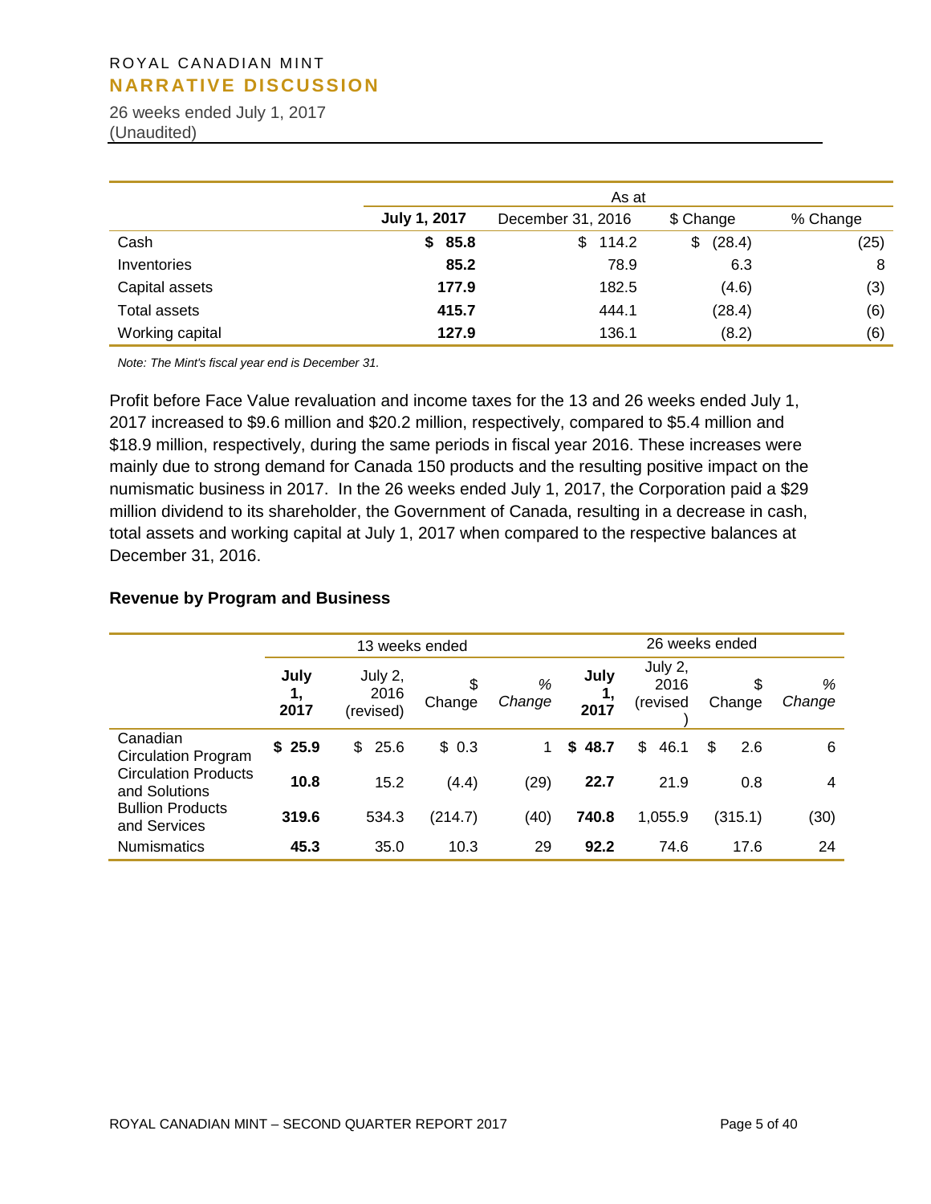ROYAL CANADIAN MINT

## NARRATIVE DISCUSSION

26 weeks ended July 1, 2017
(Unaudited)

| | As at | | | |
|---|---|---|---|---|
| | **July 1, 2017** | December 31, 2016 | $ Change | % Change |
| Cash | **$ 85.8** | $ 114.2 | $ (28.4) | (25) |
| Inventories | **85.2** | 78.9 | 6.3 | 8 |
| Capital assets | **177.9** | 182.5 | (4.6) | (3) |
| Total assets | **415.7** | 444.1 | (28.4) | (6) |
| Working capital | **127.9** | 136.1 | (8.2) | (6) |

*Note: The Mint's fiscal year end is December 31.*

Profit before Face Value revaluation and income taxes for the 13 and 26 weeks ended July 1, 2017 increased to $9.6 million and $20.2 million, respectively, compared to $5.4 million and $18.9 million, respectively, during the same periods in fiscal year 2016. These increases were mainly due to strong demand for Canada 150 products and the resulting positive impact on the numismatic business in 2017. In the 26 weeks ended July 1, 2017, the Corporation paid a $29 million dividend to its shareholder, the Government of Canada, resulting in a decrease in cash, total assets and working capital at July 1, 2017 when compared to the respective balances at December 31, 2016.

### Revenue by Program and Business

| | 13 weeks ended | | | | 26 weeks ended | | | |
|---|---|---|---|---|---|---|---|---|
| | **July 1, 2017** | July 2, 2016 (revised) | $ Change | *% Change* | **July 1, 2017** | July 2, 2016 (revised) | $ Change | *% Change* |
| Canadian Circulation Program | **$ 25.9** | $ 25.6 | $ 0.3 | 1 | **$ 48.7** | $ 46.1 | $ 2.6 | 6 |
| Circulation Products and Solutions | **10.8** | 15.2 | (4.4) | (29) | **22.7** | 21.9 | 0.8 | 4 |
| Bullion Products and Services | **319.6** | 534.3 | (214.7) | (40) | **740.8** | 1,055.9 | (315.1) | (30) |
| Numismatics | **45.3** | 35.0 | 10.3 | 29 | **92.2** | 74.6 | 17.6 | 24 |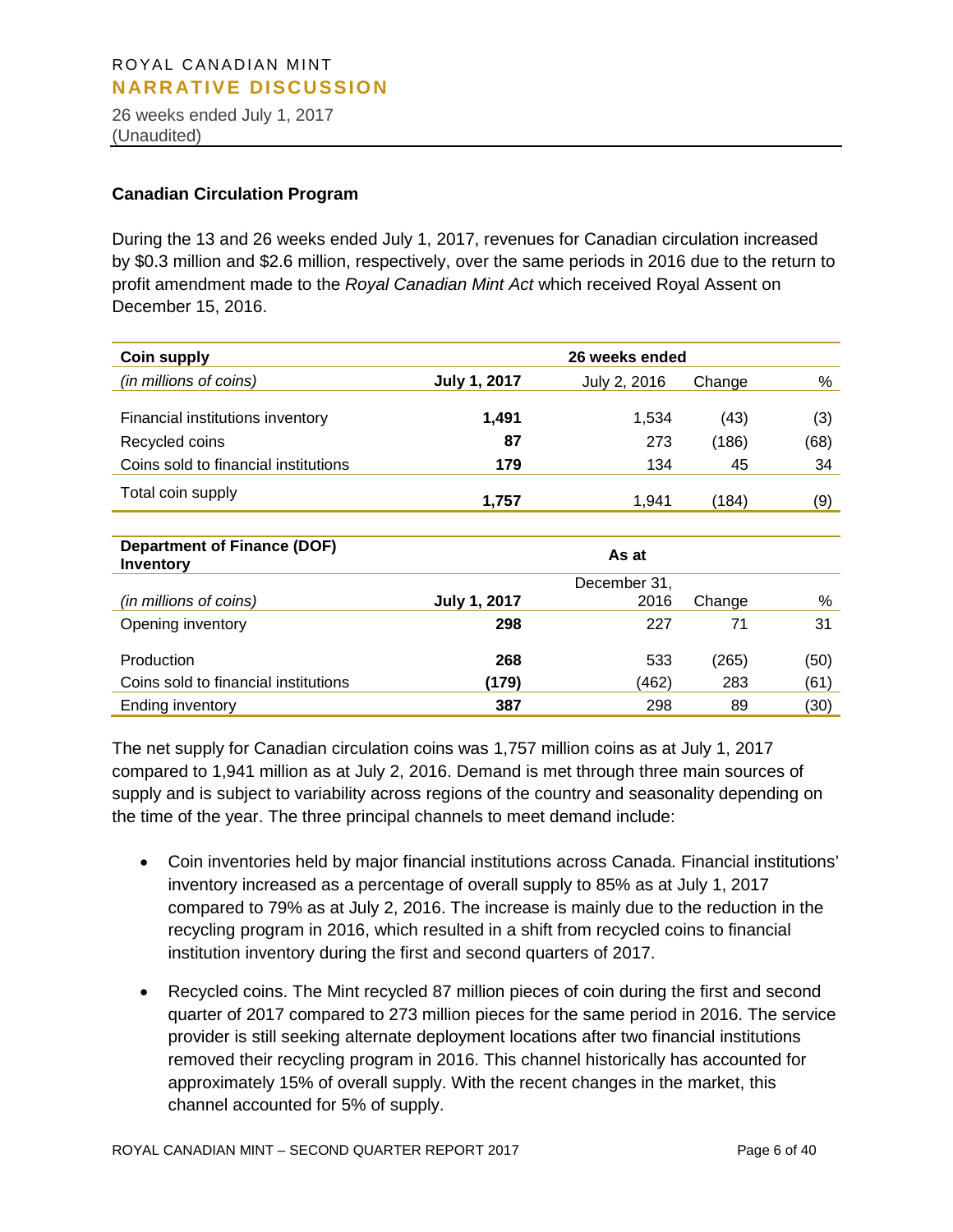### Canadian Circulation Program

During the 13 and 26 weeks ended July 1, 2017, revenues for Canadian circulation increased by $0.3 million and $2.6 million, respectively, over the same periods in 2016 due to the return to profit amendment made to the *Royal Canadian Mint Act* which received Royal Assent on December 15, 2016.

| **Coin supply** | **26 weeks ended** | | | |
|---|---|---|---|---|
| *(in millions of coins)* | **July 1, 2017** | July 2, 2016 | Change | % |
| Financial institutions inventory | **1,491** | 1,534 | (43) | (3) |
| Recycled coins | **87** | 273 | (186) | (68) |
| Coins sold to financial institutions | **179** | 134 | 45 | 34 |
| Total coin supply | **1,757** | 1,941 | (184) | (9) |

| **Department of Finance (DOF) Inventory** | **As at** | | | |
|---|---|---|---|---|
| *(in millions of coins)* | **July 1, 2017** | December 31, 2016 | Change | % |
| Opening inventory | **298** | 227 | 71 | 31 |
| Production | **268** | 533 | (265) | (50) |
| Coins sold to financial institutions | **(179)** | (462) | 283 | (61) |
| Ending inventory | **387** | 298 | 89 | (30) |

The net supply for Canadian circulation coins was 1,757 million coins as at July 1, 2017 compared to 1,941 million as at July 2, 2016. Demand is met through three main sources of supply and is subject to variability across regions of the country and seasonality depending on the time of the year. The three principal channels to meet demand include:

- Coin inventories held by major financial institutions across Canada. Financial institutions' inventory increased as a percentage of overall supply to 85% as at July 1, 2017 compared to 79% as at July 2, 2016. The increase is mainly due to the reduction in the recycling program in 2016, which resulted in a shift from recycled coins to financial institution inventory during the first and second quarters of 2017.
- Recycled coins. The Mint recycled 87 million pieces of coin during the first and second quarter of 2017 compared to 273 million pieces for the same period in 2016. The service provider is still seeking alternate deployment locations after two financial institutions removed their recycling program in 2016. This channel historically has accounted for approximately 15% of overall supply. With the recent changes in the market, this channel accounted for 5% of supply.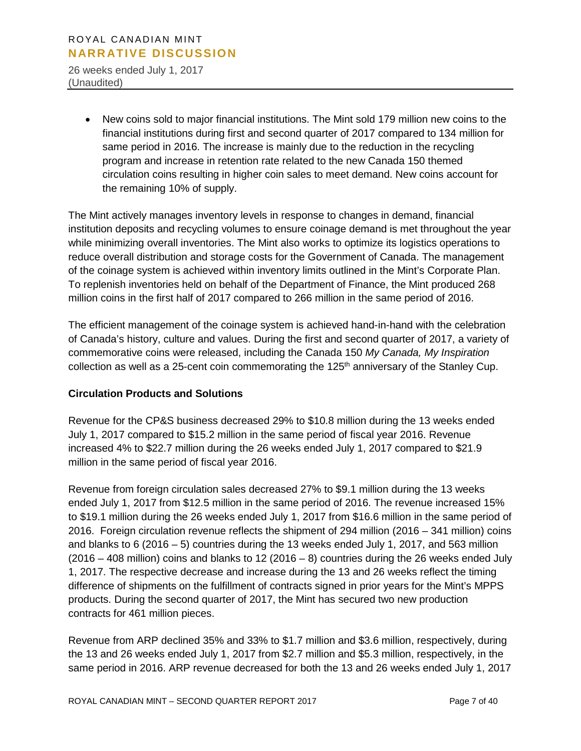- New coins sold to major financial institutions. The Mint sold 179 million new coins to the financial institutions during first and second quarter of 2017 compared to 134 million for same period in 2016. The increase is mainly due to the reduction in the recycling program and increase in retention rate related to the new Canada 150 themed circulation coins resulting in higher coin sales to meet demand. New coins account for the remaining 10% of supply.

The Mint actively manages inventory levels in response to changes in demand, financial institution deposits and recycling volumes to ensure coinage demand is met throughout the year while minimizing overall inventories. The Mint also works to optimize its logistics operations to reduce overall distribution and storage costs for the Government of Canada. The management of the coinage system is achieved within inventory limits outlined in the Mint's Corporate Plan. To replenish inventories held on behalf of the Department of Finance, the Mint produced 268 million coins in the first half of 2017 compared to 266 million in the same period of 2016.

The efficient management of the coinage system is achieved hand-in-hand with the celebration of Canada's history, culture and values. During the first and second quarter of 2017, a variety of commemorative coins were released, including the Canada 150 *My Canada, My Inspiration* collection as well as a 25-cent coin commemorating the 125th anniversary of the Stanley Cup.

**Circulation Products and Solutions**

Revenue for the CP&S business decreased 29% to $10.8 million during the 13 weeks ended July 1, 2017 compared to $15.2 million in the same period of fiscal year 2016. Revenue increased 4% to $22.7 million during the 26 weeks ended July 1, 2017 compared to $21.9 million in the same period of fiscal year 2016.

Revenue from foreign circulation sales decreased 27% to $9.1 million during the 13 weeks ended July 1, 2017 from $12.5 million in the same period of 2016. The revenue increased 15% to $19.1 million during the 26 weeks ended July 1, 2017 from $16.6 million in the same period of 2016. Foreign circulation revenue reflects the shipment of 294 million (2016 – 341 million) coins and blanks to 6 (2016 – 5) countries during the 13 weeks ended July 1, 2017, and 563 million (2016 – 408 million) coins and blanks to 12 (2016 – 8) countries during the 26 weeks ended July 1, 2017. The respective decrease and increase during the 13 and 26 weeks reflect the timing difference of shipments on the fulfillment of contracts signed in prior years for the Mint's MPPS products. During the second quarter of 2017, the Mint has secured two new production contracts for 461 million pieces.

Revenue from ARP declined 35% and 33% to $1.7 million and $3.6 million, respectively, during the 13 and 26 weeks ended July 1, 2017 from $2.7 million and $5.3 million, respectively, in the same period in 2016. ARP revenue decreased for both the 13 and 26 weeks ended July 1, 2017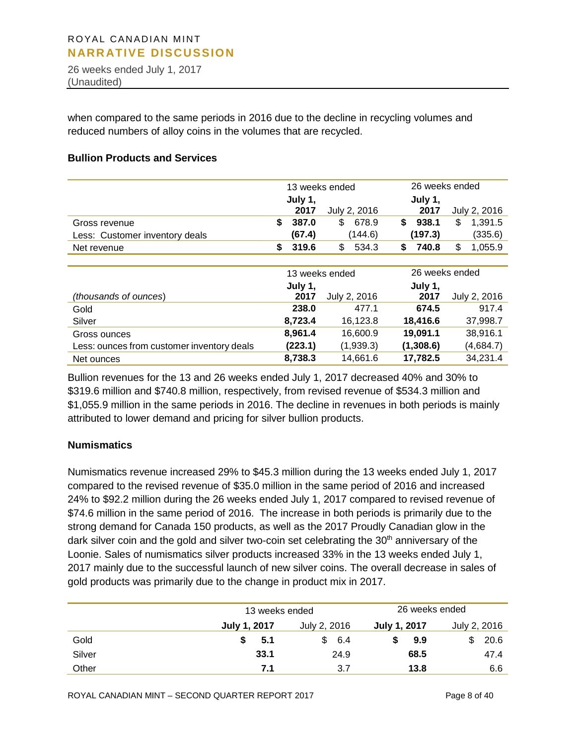when compared to the same periods in 2016 due to the decline in recycling volumes and reduced numbers of alloy coins in the volumes that are recycled.

### Bullion Products and Services

| | 13 weeks ended | | 26 weeks ended | |
|---|---|---|---|---|
| | **July 1, 2017** | July 2, 2016 | **July 1, 2017** | July 2, 2016 |
| Gross revenue | **$ 387.0** | $ 678.9 | **$ 938.1** | $ 1,391.5 |
| Less: Customer inventory deals | **(67.4)** | (144.6) | **(197.3)** | (335.6) |
| Net revenue | **$ 319.6** | $ 534.3 | **$ 740.8** | $ 1,055.9 |

| | 13 weeks ended | | 26 weeks ended | |
|---|---|---|---|---|
| *(thousands of ounces)* | **July 1, 2017** | July 2, 2016 | **July 1, 2017** | July 2, 2016 |
| Gold | **238.0** | 477.1 | **674.5** | 917.4 |
| Silver | **8,723.4** | 16,123.8 | **18,416.6** | 37,998.7 |
| Gross ounces | **8,961.4** | 16,600.9 | **19,091.1** | 38,916.1 |
| Less: ounces from customer inventory deals | **(223.1)** | (1,939.3) | **(1,308.6)** | (4,684.7) |
| Net ounces | **8,738.3** | 14,661.6 | **17,782.5** | 34,231.4 |

Bullion revenues for the 13 and 26 weeks ended July 1, 2017 decreased 40% and 30% to $319.6 million and $740.8 million, respectively, from revised revenue of $534.3 million and $1,055.9 million in the same periods in 2016. The decline in revenues in both periods is mainly attributed to lower demand and pricing for silver bullion products.

### Numismatics

Numismatics revenue increased 29% to $45.3 million during the 13 weeks ended July 1, 2017 compared to the revised revenue of $35.0 million in the same period of 2016 and increased 24% to $92.2 million during the 26 weeks ended July 1, 2017 compared to revised revenue of $74.6 million in the same period of 2016. The increase in both periods is primarily due to the strong demand for Canada 150 products, as well as the 2017 Proudly Canadian glow in the dark silver coin and the gold and silver two-coin set celebrating the 30th anniversary of the Loonie. Sales of numismatics silver products increased 33% in the 13 weeks ended July 1, 2017 mainly due to the successful launch of new silver coins. The overall decrease in sales of gold products was primarily due to the change in product mix in 2017.

| | 13 weeks ended | | 26 weeks ended | |
|---|---|---|---|---|
| | **July 1, 2017** | July 2, 2016 | **July 1, 2017** | July 2, 2016 |
| Gold | **$ 5.1** | $ 6.4 | **$ 9.9** | $ 20.6 |
| Silver | **33.1** | 24.9 | **68.5** | 47.4 |
| Other | **7.1** | 3.7 | **13.8** | 6.6 |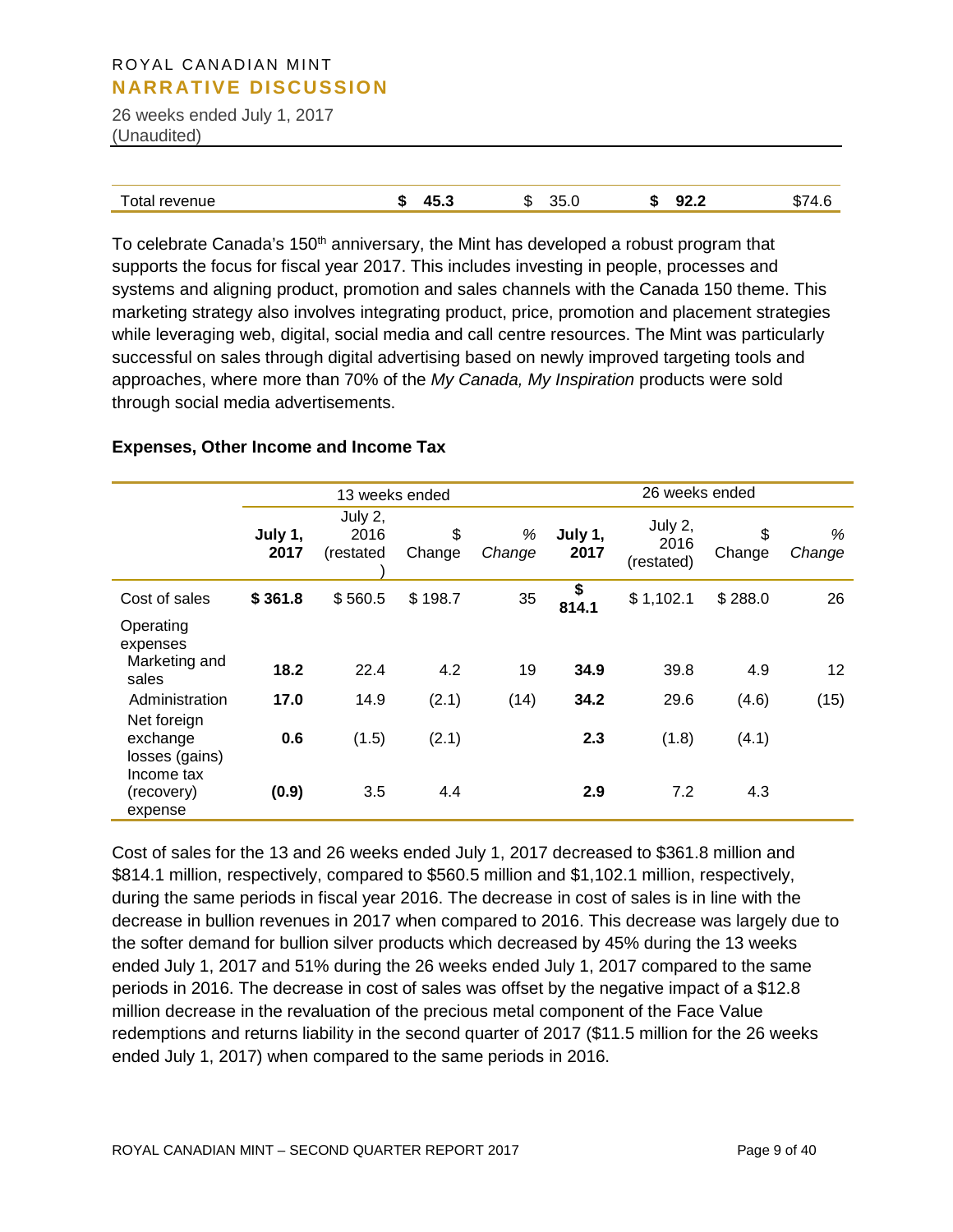| Total revenue | **$ 45.3** | $ 35.0 | **$ 92.2** | $74.6 |
|---|---|---|---|---|

To celebrate Canada's 150th anniversary, the Mint has developed a robust program that supports the focus for fiscal year 2017. This includes investing in people, processes and systems and aligning product, promotion and sales channels with the Canada 150 theme. This marketing strategy also involves integrating product, price, promotion and placement strategies while leveraging web, digital, social media and call centre resources. The Mint was particularly successful on sales through digital advertising based on newly improved targeting tools and approaches, where more than 70% of the *My Canada, My Inspiration* products were sold through social media advertisements.

### Expenses, Other Income and Income Tax

| | 13 weeks ended | | | | 26 weeks ended | | | |
|---|---|---|---|---|---|---|---|---|
| | **July 1, 2017** | July 2, 2016 (restated) | $ Change | *% Change* | **July 1, 2017** | July 2, 2016 (restated) | $ Change | *% Change* |
| Cost of sales | **$ 361.8** | $ 560.5 | $ 198.7 | 35 | **$ 814.1** | $ 1,102.1 | $ 288.0 | 26 |
| Operating expenses | | | | | | | | |
| Marketing and sales | **18.2** | 22.4 | 4.2 | 19 | **34.9** | 39.8 | 4.9 | 12 |
| Administration | **17.0** | 14.9 | (2.1) | (14) | **34.2** | 29.6 | (4.6) | (15) |
| Net foreign exchange losses (gains) | **0.6** | (1.5) | (2.1) | | **2.3** | (1.8) | (4.1) | |
| Income tax (recovery) expense | **(0.9)** | 3.5 | 4.4 | | **2.9** | 7.2 | 4.3 | |

Cost of sales for the 13 and 26 weeks ended July 1, 2017 decreased to $361.8 million and $814.1 million, respectively, compared to $560.5 million and $1,102.1 million, respectively, during the same periods in fiscal year 2016. The decrease in cost of sales is in line with the decrease in bullion revenues in 2017 when compared to 2016. This decrease was largely due to the softer demand for bullion silver products which decreased by 45% during the 13 weeks ended July 1, 2017 and 51% during the 26 weeks ended July 1, 2017 compared to the same periods in 2016. The decrease in cost of sales was offset by the negative impact of a $12.8 million decrease in the revaluation of the precious metal component of the Face Value redemptions and returns liability in the second quarter of 2017 ($11.5 million for the 26 weeks ended July 1, 2017) when compared to the same periods in 2016.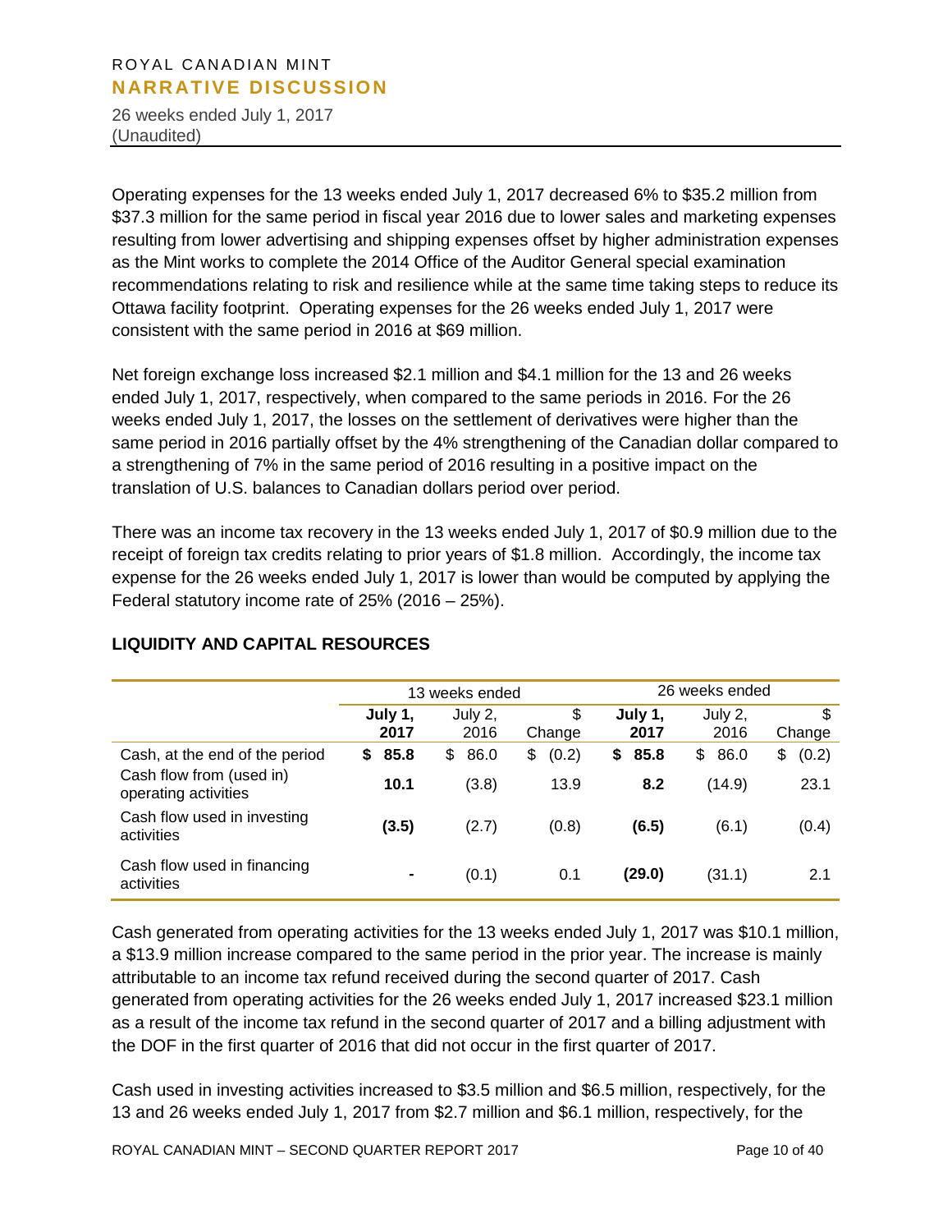Operating expenses for the 13 weeks ended July 1, 2017 decreased 6% to $35.2 million from $37.3 million for the same period in fiscal year 2016 due to lower sales and marketing expenses resulting from lower advertising and shipping expenses offset by higher administration expenses as the Mint works to complete the 2014 Office of the Auditor General special examination recommendations relating to risk and resilience while at the same time taking steps to reduce its Ottawa facility footprint. Operating expenses for the 26 weeks ended July 1, 2017 were consistent with the same period in 2016 at $69 million.

Net foreign exchange loss increased $2.1 million and $4.1 million for the 13 and 26 weeks ended July 1, 2017, respectively, when compared to the same periods in 2016. For the 26 weeks ended July 1, 2017, the losses on the settlement of derivatives were higher than the same period in 2016 partially offset by the 4% strengthening of the Canadian dollar compared to a strengthening of 7% in the same period of 2016 resulting in a positive impact on the translation of U.S. balances to Canadian dollars period over period.

There was an income tax recovery in the 13 weeks ended July 1, 2017 of $0.9 million due to the receipt of foreign tax credits relating to prior years of $1.8 million. Accordingly, the income tax expense for the 26 weeks ended July 1, 2017 is lower than would be computed by applying the Federal statutory income rate of 25% (2016 – 25%).

## LIQUIDITY AND CAPITAL RESOURCES

| | 13 weeks ended | | | 26 weeks ended | | |
|---|---|---|---|---|---|---|
| | **July 1, 2017** | July 2, 2016 | $ Change | **July 1, 2017** | July 2, 2016 | $ Change |
| Cash, at the end of the period | **$ 85.8** | $ 86.0 | $ (0.2) | **$ 85.8** | $ 86.0 | $ (0.2) |
| Cash flow from (used in) operating activities | **10.1** | (3.8) | 13.9 | **8.2** | (14.9) | 23.1 |
| Cash flow used in investing activities | **(3.5)** | (2.7) | (0.8) | **(6.5)** | (6.1) | (0.4) |
| Cash flow used in financing activities | **-** | (0.1) | 0.1 | **(29.0)** | (31.1) | 2.1 |

Cash generated from operating activities for the 13 weeks ended July 1, 2017 was $10.1 million, a $13.9 million increase compared to the same period in the prior year. The increase is mainly attributable to an income tax refund received during the second quarter of 2017. Cash generated from operating activities for the 26 weeks ended July 1, 2017 increased $23.1 million as a result of the income tax refund in the second quarter of 2017 and a billing adjustment with the DOF in the first quarter of 2016 that did not occur in the first quarter of 2017.

Cash used in investing activities increased to $3.5 million and $6.5 million, respectively, for the 13 and 26 weeks ended July 1, 2017 from $2.7 million and $6.1 million, respectively, for the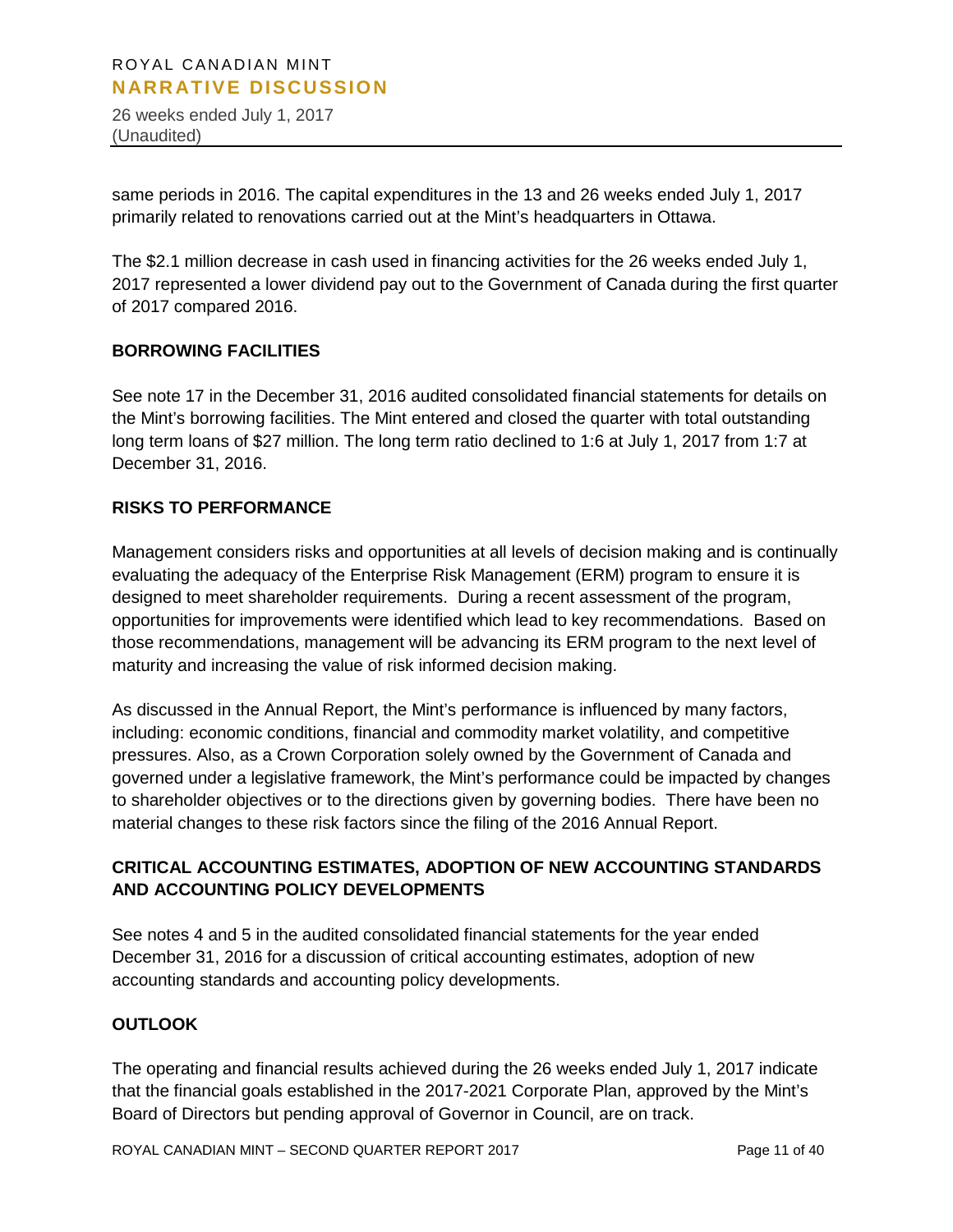same periods in 2016. The capital expenditures in the 13 and 26 weeks ended July 1, 2017 primarily related to renovations carried out at the Mint's headquarters in Ottawa.

The $2.1 million decrease in cash used in financing activities for the 26 weeks ended July 1, 2017 represented a lower dividend pay out to the Government of Canada during the first quarter of 2017 compared 2016.

## BORROWING FACILITIES

See note 17 in the December 31, 2016 audited consolidated financial statements for details on the Mint's borrowing facilities. The Mint entered and closed the quarter with total outstanding long term loans of $27 million. The long term ratio declined to 1:6 at July 1, 2017 from 1:7 at December 31, 2016.

## RISKS TO PERFORMANCE

Management considers risks and opportunities at all levels of decision making and is continually evaluating the adequacy of the Enterprise Risk Management (ERM) program to ensure it is designed to meet shareholder requirements. During a recent assessment of the program, opportunities for improvements were identified which lead to key recommendations. Based on those recommendations, management will be advancing its ERM program to the next level of maturity and increasing the value of risk informed decision making.

As discussed in the Annual Report, the Mint's performance is influenced by many factors, including: economic conditions, financial and commodity market volatility, and competitive pressures. Also, as a Crown Corporation solely owned by the Government of Canada and governed under a legislative framework, the Mint's performance could be impacted by changes to shareholder objectives or to the directions given by governing bodies. There have been no material changes to these risk factors since the filing of the 2016 Annual Report.

## CRITICAL ACCOUNTING ESTIMATES, ADOPTION OF NEW ACCOUNTING STANDARDS AND ACCOUNTING POLICY DEVELOPMENTS

See notes 4 and 5 in the audited consolidated financial statements for the year ended December 31, 2016 for a discussion of critical accounting estimates, adoption of new accounting standards and accounting policy developments.

## OUTLOOK

The operating and financial results achieved during the 26 weeks ended July 1, 2017 indicate that the financial goals established in the 2017-2021 Corporate Plan, approved by the Mint's Board of Directors but pending approval of Governor in Council, are on track.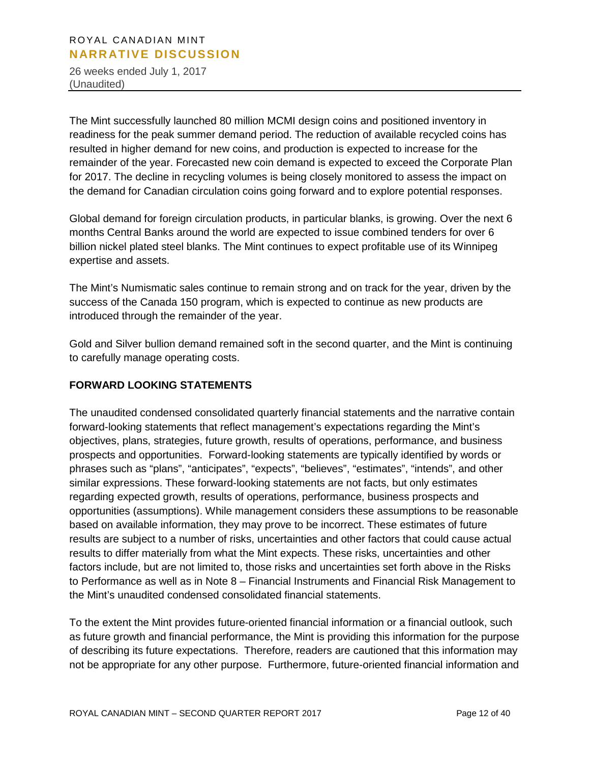The Mint successfully launched 80 million MCMI design coins and positioned inventory in readiness for the peak summer demand period. The reduction of available recycled coins has resulted in higher demand for new coins, and production is expected to increase for the remainder of the year. Forecasted new coin demand is expected to exceed the Corporate Plan for 2017. The decline in recycling volumes is being closely monitored to assess the impact on the demand for Canadian circulation coins going forward and to explore potential responses.

Global demand for foreign circulation products, in particular blanks, is growing. Over the next 6 months Central Banks around the world are expected to issue combined tenders for over 6 billion nickel plated steel blanks. The Mint continues to expect profitable use of its Winnipeg expertise and assets.

The Mint's Numismatic sales continue to remain strong and on track for the year, driven by the success of the Canada 150 program, which is expected to continue as new products are introduced through the remainder of the year.

Gold and Silver bullion demand remained soft in the second quarter, and the Mint is continuing to carefully manage operating costs.

## FORWARD LOOKING STATEMENTS

The unaudited condensed consolidated quarterly financial statements and the narrative contain forward-looking statements that reflect management's expectations regarding the Mint's objectives, plans, strategies, future growth, results of operations, performance, and business prospects and opportunities. Forward-looking statements are typically identified by words or phrases such as "plans", "anticipates", "expects", "believes", "estimates", "intends", and other similar expressions. These forward-looking statements are not facts, but only estimates regarding expected growth, results of operations, performance, business prospects and opportunities (assumptions). While management considers these assumptions to be reasonable based on available information, they may prove to be incorrect. These estimates of future results are subject to a number of risks, uncertainties and other factors that could cause actual results to differ materially from what the Mint expects. These risks, uncertainties and other factors include, but are not limited to, those risks and uncertainties set forth above in the Risks to Performance as well as in Note 8 – Financial Instruments and Financial Risk Management to the Mint's unaudited condensed consolidated financial statements.

To the extent the Mint provides future-oriented financial information or a financial outlook, such as future growth and financial performance, the Mint is providing this information for the purpose of describing its future expectations. Therefore, readers are cautioned that this information may not be appropriate for any other purpose. Furthermore, future-oriented financial information and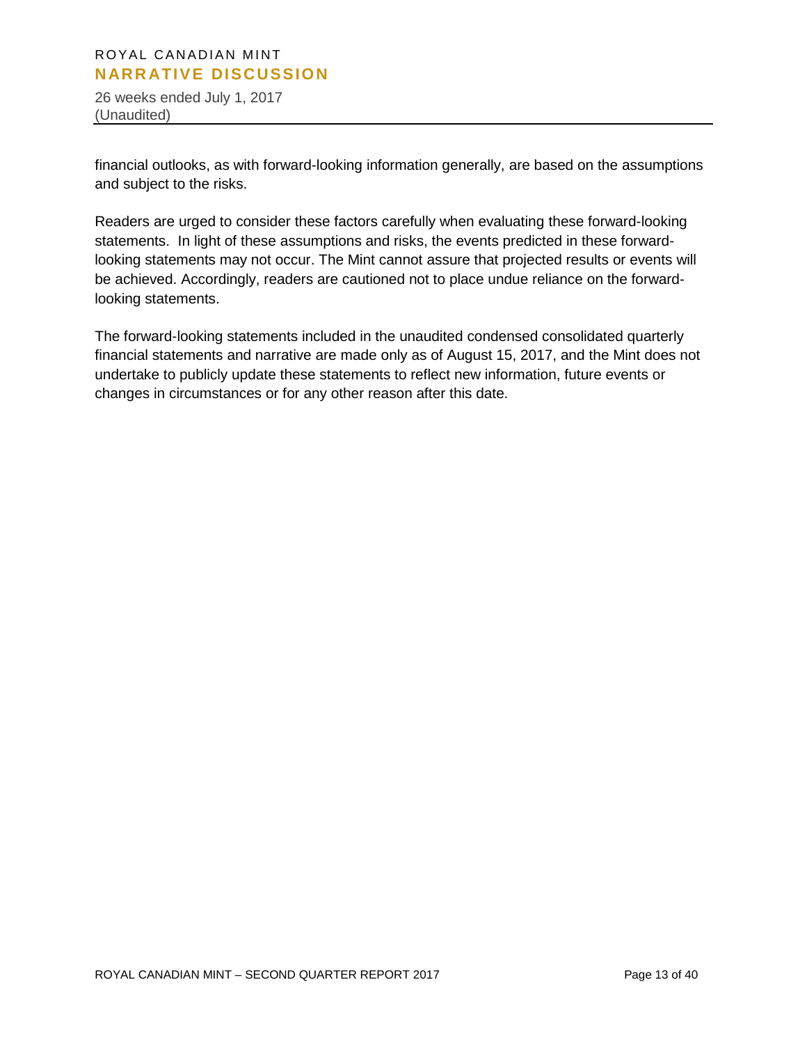financial outlooks, as with forward-looking information generally, are based on the assumptions and subject to the risks.

Readers are urged to consider these factors carefully when evaluating these forward-looking statements. In light of these assumptions and risks, the events predicted in these forward-looking statements may not occur. The Mint cannot assure that projected results or events will be achieved. Accordingly, readers are cautioned not to place undue reliance on the forward-looking statements.

The forward-looking statements included in the unaudited condensed consolidated quarterly financial statements and narrative are made only as of August 15, 2017, and the Mint does not undertake to publicly update these statements to reflect new information, future events or changes in circumstances or for any other reason after this date.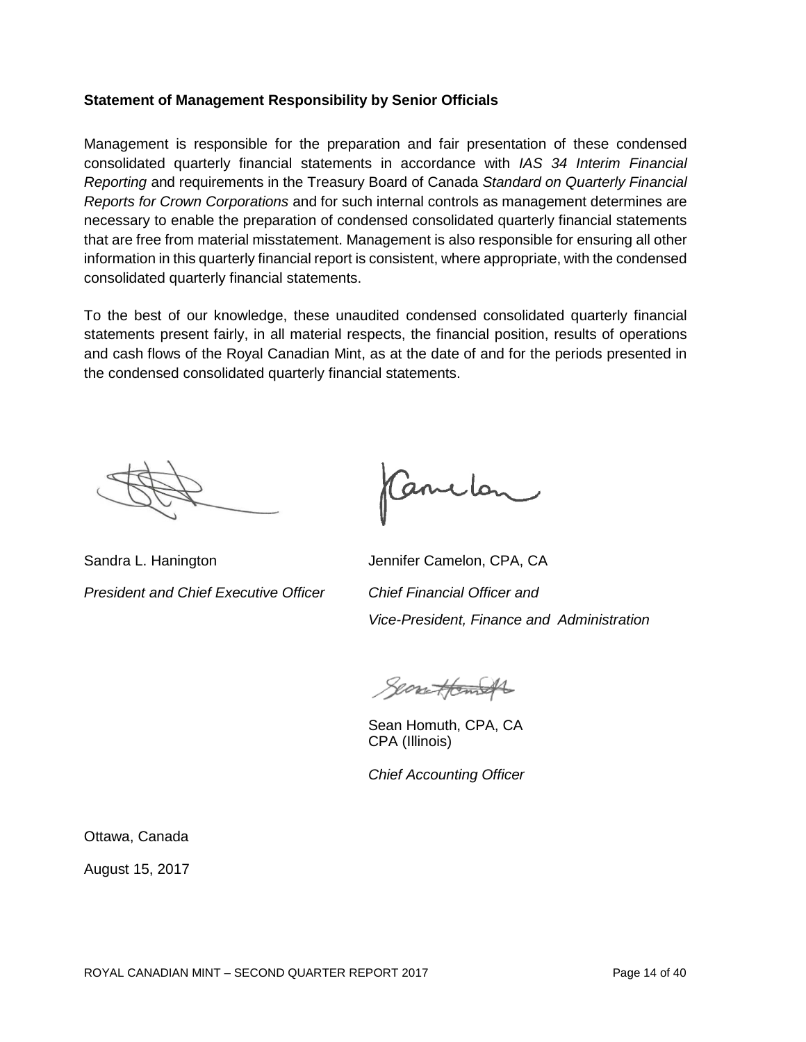**Statement of Management Responsibility by Senior Officials**

Management is responsible for the preparation and fair presentation of these condensed consolidated quarterly financial statements in accordance with *IAS 34 Interim Financial Reporting* and requirements in the Treasury Board of Canada *Standard on Quarterly Financial Reports for Crown Corporations* and for such internal controls as management determines are necessary to enable the preparation of condensed consolidated quarterly financial statements that are free from material misstatement. Management is also responsible for ensuring all other information in this quarterly financial report is consistent, where appropriate, with the condensed consolidated quarterly financial statements.

To the best of our knowledge, these unaudited condensed consolidated quarterly financial statements present fairly, in all material respects, the financial position, results of operations and cash flows of the Royal Canadian Mint, as at the date of and for the periods presented in the condensed consolidated quarterly financial statements.

Sandra L. Hanington
*President and Chief Executive Officer*

Jennifer Camelon, CPA, CA
*Chief Financial Officer and*
*Vice-President, Finance and Administration*

Sean Homuth, CPA, CA
CPA (Illinois)

*Chief Accounting Officer*

Ottawa, Canada

August 15, 2017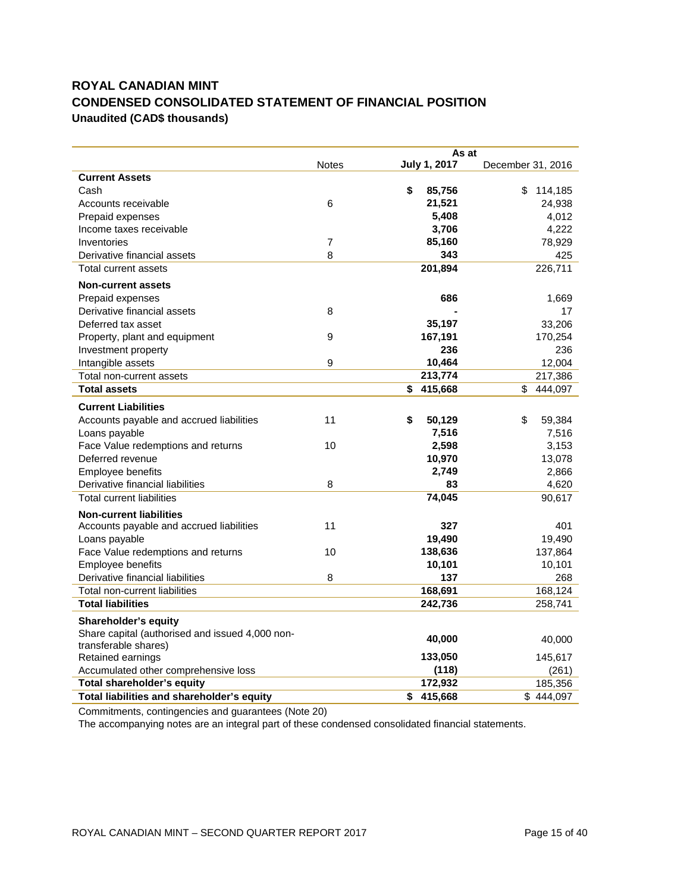# ROYAL CANADIAN MINT

## CONDENSED CONSOLIDATED STATEMENT OF FINANCIAL POSITION

**Unaudited (CAD$ thousands)**

| | Notes | As at July 1, 2017 | As at December 31, 2016 |
|---|---|---|---|
| **Current Assets** | | | |
| Cash | | **$ 85,756** | $ 114,185 |
| Accounts receivable | 6 | **21,521** | 24,938 |
| Prepaid expenses | | **5,408** | 4,012 |
| Income taxes receivable | | **3,706** | 4,222 |
| Inventories | 7 | **85,160** | 78,929 |
| Derivative financial assets | 8 | **343** | 425 |
| Total current assets | | **201,894** | 226,711 |
| **Non-current assets** | | | |
| Prepaid expenses | | **686** | 1,669 |
| Derivative financial assets | 8 | **-** | 17 |
| Deferred tax asset | | **35,197** | 33,206 |
| Property, plant and equipment | 9 | **167,191** | 170,254 |
| Investment property | | **236** | 236 |
| Intangible assets | 9 | **10,464** | 12,004 |
| Total non-current assets | | **213,774** | 217,386 |
| **Total assets** | | **$ 415,668** | $ 444,097 |
| **Current Liabilities** | | | |
| Accounts payable and accrued liabilities | 11 | **$ 50,129** | $ 59,384 |
| Loans payable | | **7,516** | 7,516 |
| Face Value redemptions and returns | 10 | **2,598** | 3,153 |
| Deferred revenue | | **10,970** | 13,078 |
| Employee benefits | | **2,749** | 2,866 |
| Derivative financial liabilities | 8 | **83** | 4,620 |
| Total current liabilities | | **74,045** | 90,617 |
| **Non-current liabilities** | | | |
| Accounts payable and accrued liabilities | 11 | **327** | 401 |
| Loans payable | | **19,490** | 19,490 |
| Face Value redemptions and returns | 10 | **138,636** | 137,864 |
| Employee benefits | | **10,101** | 10,101 |
| Derivative financial liabilities | 8 | **137** | 268 |
| Total non-current liabilities | | **168,691** | 168,124 |
| **Total liabilities** | | **242,736** | 258,741 |
| **Shareholder's equity** | | | |
| Share capital (authorised and issued 4,000 non-transferable shares) | | **40,000** | 40,000 |
| Retained earnings | | **133,050** | 145,617 |
| Accumulated other comprehensive loss | | **(118)** | (261) |
| **Total shareholder's equity** | | **172,932** | 185,356 |
| **Total liabilities and shareholder's equity** | | **$ 415,668** | $ 444,097 |

Commitments, contingencies and guarantees (Note 20)

The accompanying notes are an integral part of these condensed consolidated financial statements.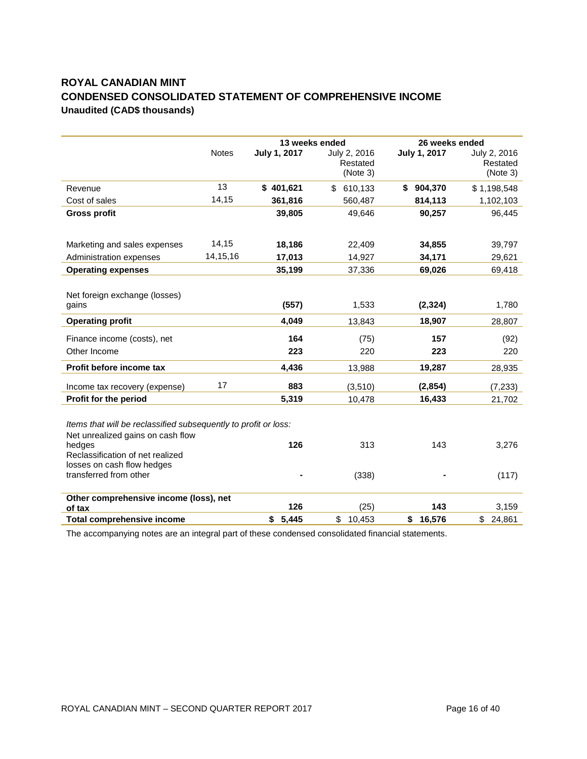# ROYAL CANADIAN MINT

## CONDENSED CONSOLIDATED STATEMENT OF COMPREHENSIVE INCOME

**Unaudited (CAD$ thousands)**

| | Notes | 13 weeks ended | | 26 weeks ended | |
|---|---|---|---|---|---|
| | | **July 1, 2017** | July 2, 2016 Restated (Note 3) | **July 1, 2017** | July 2, 2016 Restated (Note 3) |
| Revenue | 13 | **$ 401,621** | $ 610,133 | **$ 904,370** | $ 1,198,548 |
| Cost of sales | 14,15 | **361,816** | 560,487 | **814,113** | 1,102,103 |
| **Gross profit** | | **39,805** | 49,646 | **90,257** | 96,445 |
| Marketing and sales expenses | 14,15 | **18,186** | 22,409 | **34,855** | 39,797 |
| Administration expenses | 14,15,16 | **17,013** | 14,927 | **34,171** | 29,621 |
| **Operating expenses** | | **35,199** | 37,336 | **69,026** | 69,418 |
| Net foreign exchange (losses) gains | | **(557)** | 1,533 | **(2,324)** | 1,780 |
| **Operating profit** | | **4,049** | 13,843 | **18,907** | 28,807 |
| Finance income (costs), net | | **164** | (75) | **157** | (92) |
| Other Income | | **223** | 220 | **223** | 220 |
| **Profit before income tax** | | **4,436** | 13,988 | **19,287** | 28,935 |
| Income tax recovery (expense) | 17 | **883** | (3,510) | **(2,854)** | (7,233) |
| **Profit for the period** | | **5,319** | 10,478 | **16,433** | 21,702 |
| *Items that will be reclassified subsequently to profit or loss:* | | | | | |
| Net unrealized gains on cash flow hedges | | **126** | 313 | 143 | 3,276 |
| Reclassification of net realized losses on cash flow hedges transferred from other | | **-** | (338) | **-** | (117) |
| **Other comprehensive income (loss), net of tax** | | **126** | (25) | **143** | 3,159 |
| **Total comprehensive income** | | **$ 5,445** | $ 10,453 | **$ 16,576** | $ 24,861 |

The accompanying notes are an integral part of these condensed consolidated financial statements.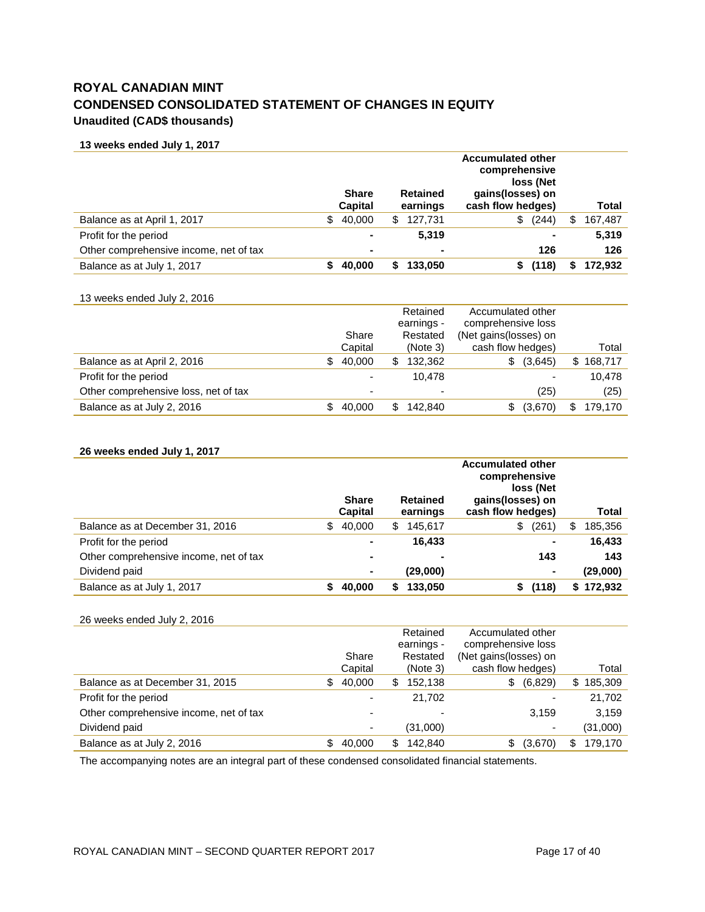# ROYAL CANADIAN MINT

## CONDENSED CONSOLIDATED STATEMENT OF CHANGES IN EQUITY

### Unaudited (CAD$ thousands)

**13 weeks ended July 1, 2017**

| | Share Capital | Retained earnings | Accumulated other comprehensive loss (Net gains(losses) on cash flow hedges) | Total |
|---|---|---|---|---|
| Balance as at April 1, 2017 | $ 40,000 | $ 127,731 | $ (244) | $ 167,487 |
| Profit for the period | **-** | **5,319** | **-** | **5,319** |
| Other comprehensive income, net of tax | **-** | **-** | **126** | **126** |
| Balance as at July 1, 2017 | **$ 40,000** | **$ 133,050** | **$ (118)** | **$ 172,932** |

13 weeks ended July 2, 2016

| | Share Capital | Retained earnings - Restated (Note 3) | Accumulated other comprehensive loss (Net gains(losses) on cash flow hedges) | Total |
|---|---|---|---|---|
| Balance as at April 2, 2016 | $ 40,000 | $ 132,362 | $ (3,645) | $ 168,717 |
| Profit for the period | - | 10,478 | - | 10,478 |
| Other comprehensive loss, net of tax | - | - | (25) | (25) |
| Balance as at July 2, 2016 | $ 40,000 | $ 142,840 | $ (3,670) | $ 179,170 |

**26 weeks ended July 1, 2017**

| | Share Capital | Retained earnings | Accumulated other comprehensive loss (Net gains(losses) on cash flow hedges) | Total |
|---|---|---|---|---|
| Balance as at December 31, 2016 | $ 40,000 | $ 145,617 | $ (261) | $ 185,356 |
| Profit for the period | **-** | **16,433** | **-** | **16,433** |
| Other comprehensive income, net of tax | **-** | **-** | **143** | **143** |
| Dividend paid | **-** | **(29,000)** | **-** | **(29,000)** |
| Balance as at July 1, 2017 | **$ 40,000** | **$ 133,050** | **$ (118)** | **$ 172,932** |

26 weeks ended July 2, 2016

| | Share Capital | Retained earnings - Restated (Note 3) | Accumulated other comprehensive loss (Net gains(losses) on cash flow hedges) | Total |
|---|---|---|---|---|
| Balance as at December 31, 2015 | $ 40,000 | $ 152,138 | $ (6,829) | $ 185,309 |
| Profit for the period | - | 21,702 | - | 21,702 |
| Other comprehensive income, net of tax | - | - | 3,159 | 3,159 |
| Dividend paid | - | (31,000) | - | (31,000) |
| Balance as at July 2, 2016 | $ 40,000 | $ 142,840 | $ (3,670) | $ 179,170 |

The accompanying notes are an integral part of these condensed consolidated financial statements.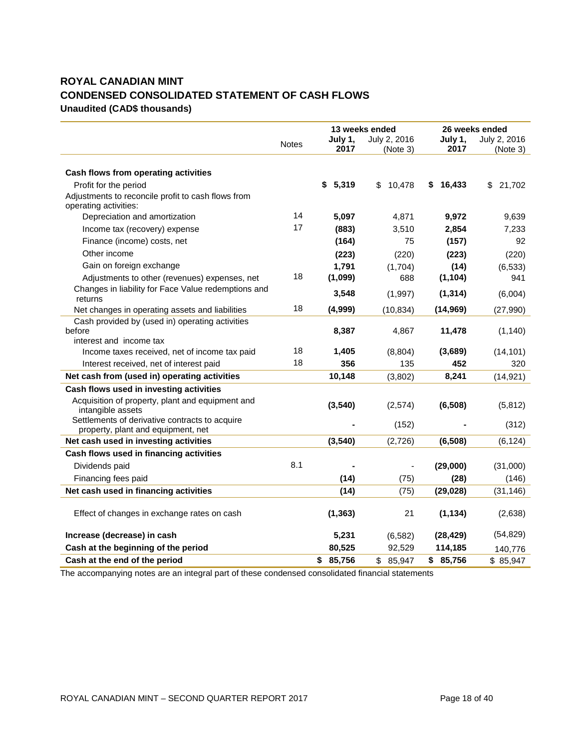# ROYAL CANADIAN MINT

## CONDENSED CONSOLIDATED STATEMENT OF CASH FLOWS

**Unaudited (CAD$ thousands)**

| | Notes | 13 weeks ended | | 26 weeks ended | |
|---|---|---|---|---|---|
| | | **July 1, 2017** | July 2, 2016 (Note 3) | **July 1, 2017** | July 2, 2016 (Note 3) |
| **Cash flows from operating activities** | | | | | |
| Profit for the period | | **$ 5,319** | $ 10,478 | **$ 16,433** | $ 21,702 |
| Adjustments to reconcile profit to cash flows from operating activities: | | | | | |
| Depreciation and amortization | 14 | **5,097** | 4,871 | **9,972** | 9,639 |
| Income tax (recovery) expense | 17 | **(883)** | 3,510 | **2,854** | 7,233 |
| Finance (income) costs, net | | **(164)** | 75 | **(157)** | 92 |
| Other income | | **(223)** | (220) | **(223)** | (220) |
| Gain on foreign exchange | | **1,791** | (1,704) | **(14)** | (6,533) |
| Adjustments to other (revenues) expenses, net | 18 | **(1,099)** | 688 | **(1,104)** | 941 |
| Changes in liability for Face Value redemptions and returns | | **3,548** | (1,997) | **(1,314)** | (6,004) |
| Net changes in operating assets and liabilities | 18 | **(4,999)** | (10,834) | **(14,969)** | (27,990) |
| Cash provided by (used in) operating activities before interest and income tax | | **8,387** | 4,867 | **11,478** | (1,140) |
| Income taxes received, net of income tax paid | 18 | **1,405** | (8,804) | **(3,689)** | (14,101) |
| Interest received, net of interest paid | 18 | **356** | 135 | **452** | 320 |
| **Net cash from (used in) operating activities** | | **10,148** | (3,802) | **8,241** | (14,921) |
| **Cash flows used in investing activities** | | | | | |
| Acquisition of property, plant and equipment and intangible assets | | **(3,540)** | (2,574) | **(6,508)** | (5,812) |
| Settlements of derivative contracts to acquire property, plant and equipment, net | | **-** | (152) | **-** | (312) |
| **Net cash used in investing activities** | | **(3,540)** | (2,726) | **(6,508)** | (6,124) |
| **Cash flows used in financing activities** | | | | | |
| Dividends paid | 8.1 | **-** | - | **(29,000)** | (31,000) |
| Financing fees paid | | **(14)** | (75) | **(28)** | (146) |
| **Net cash used in financing activities** | | **(14)** | (75) | **(29,028)** | (31,146) |
| Effect of changes in exchange rates on cash | | **(1,363)** | 21 | **(1,134)** | (2,638) |
| **Increase (decrease) in cash** | | **5,231** | (6,582) | **(28,429)** | (54,829) |
| **Cash at the beginning of the period** | | **80,525** | 92,529 | **114,185** | 140,776 |
| **Cash at the end of the period** | | **$ 85,756** | $ 85,947 | **$ 85,756** | $ 85,947 |

The accompanying notes are an integral part of these condensed consolidated financial statements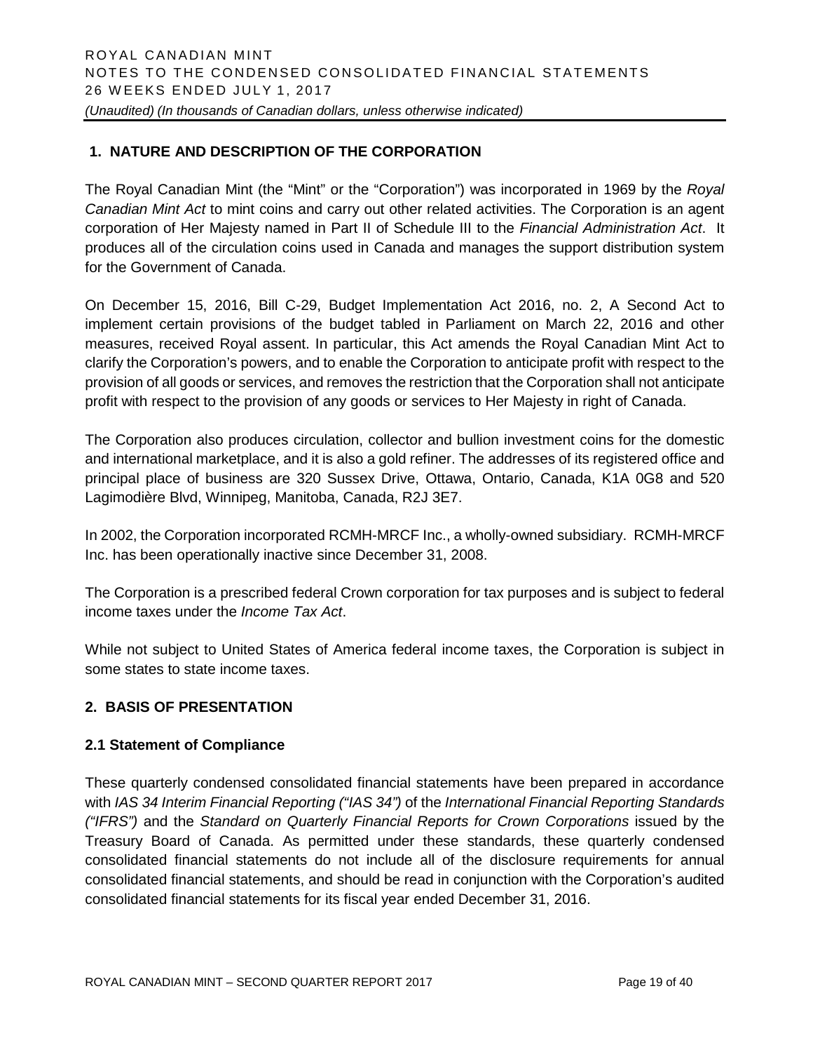## 1. NATURE AND DESCRIPTION OF THE CORPORATION

The Royal Canadian Mint (the "Mint" or the "Corporation") was incorporated in 1969 by the *Royal Canadian Mint Act* to mint coins and carry out other related activities. The Corporation is an agent corporation of Her Majesty named in Part II of Schedule III to the *Financial Administration Act*. It produces all of the circulation coins used in Canada and manages the support distribution system for the Government of Canada.

On December 15, 2016, Bill C-29, Budget Implementation Act 2016, no. 2, A Second Act to implement certain provisions of the budget tabled in Parliament on March 22, 2016 and other measures, received Royal assent. In particular, this Act amends the Royal Canadian Mint Act to clarify the Corporation's powers, and to enable the Corporation to anticipate profit with respect to the provision of all goods or services, and removes the restriction that the Corporation shall not anticipate profit with respect to the provision of any goods or services to Her Majesty in right of Canada.

The Corporation also produces circulation, collector and bullion investment coins for the domestic and international marketplace, and it is also a gold refiner. The addresses of its registered office and principal place of business are 320 Sussex Drive, Ottawa, Ontario, Canada, K1A 0G8 and 520 Lagimodière Blvd, Winnipeg, Manitoba, Canada, R2J 3E7.

In 2002, the Corporation incorporated RCMH-MRCF Inc., a wholly-owned subsidiary. RCMH-MRCF Inc. has been operationally inactive since December 31, 2008.

The Corporation is a prescribed federal Crown corporation for tax purposes and is subject to federal income taxes under the *Income Tax Act*.

While not subject to United States of America federal income taxes, the Corporation is subject in some states to state income taxes.

## 2. BASIS OF PRESENTATION

### 2.1 Statement of Compliance

These quarterly condensed consolidated financial statements have been prepared in accordance with *IAS 34 Interim Financial Reporting ("IAS 34")* of the *International Financial Reporting Standards ("IFRS")* and the *Standard on Quarterly Financial Reports for Crown Corporations* issued by the Treasury Board of Canada. As permitted under these standards, these quarterly condensed consolidated financial statements do not include all of the disclosure requirements for annual consolidated financial statements, and should be read in conjunction with the Corporation's audited consolidated financial statements for its fiscal year ended December 31, 2016.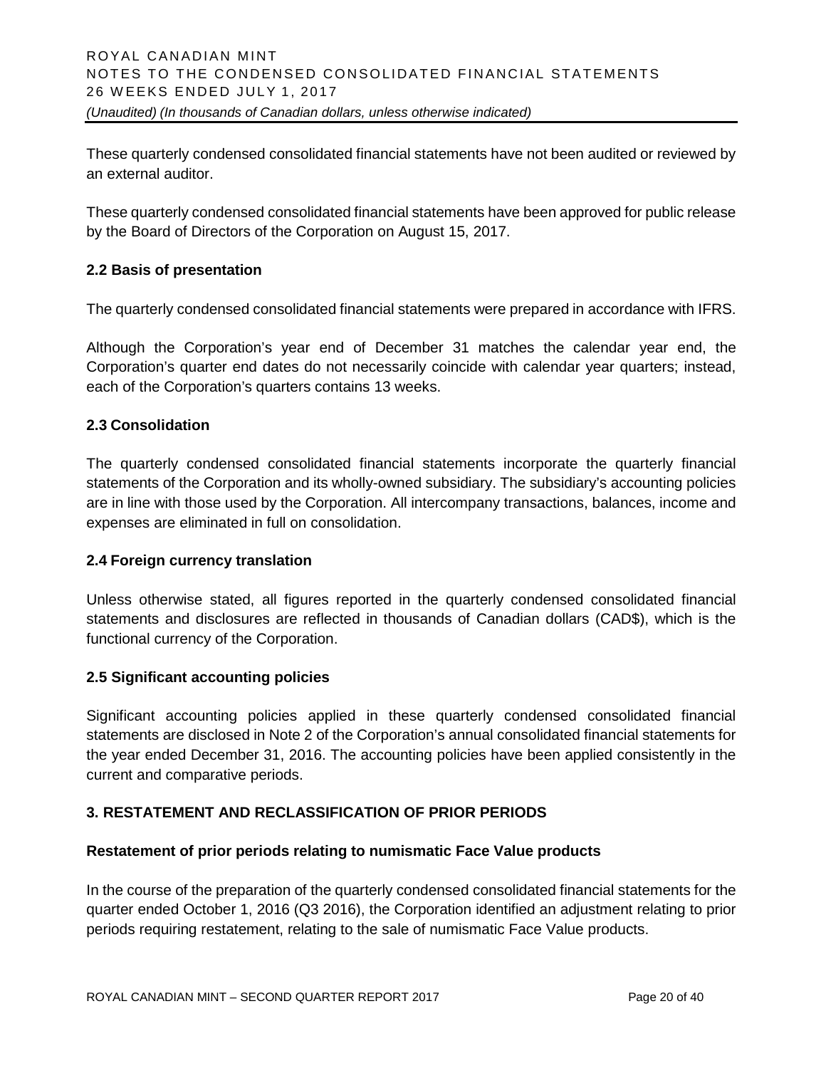These quarterly condensed consolidated financial statements have not been audited or reviewed by an external auditor.

These quarterly condensed consolidated financial statements have been approved for public release by the Board of Directors of the Corporation on August 15, 2017.

### 2.2 Basis of presentation

The quarterly condensed consolidated financial statements were prepared in accordance with IFRS.

Although the Corporation's year end of December 31 matches the calendar year end, the Corporation's quarter end dates do not necessarily coincide with calendar year quarters; instead, each of the Corporation's quarters contains 13 weeks.

### 2.3 Consolidation

The quarterly condensed consolidated financial statements incorporate the quarterly financial statements of the Corporation and its wholly-owned subsidiary. The subsidiary's accounting policies are in line with those used by the Corporation. All intercompany transactions, balances, income and expenses are eliminated in full on consolidation.

### 2.4 Foreign currency translation

Unless otherwise stated, all figures reported in the quarterly condensed consolidated financial statements and disclosures are reflected in thousands of Canadian dollars (CAD$), which is the functional currency of the Corporation.

### 2.5 Significant accounting policies

Significant accounting policies applied in these quarterly condensed consolidated financial statements are disclosed in Note 2 of the Corporation's annual consolidated financial statements for the year ended December 31, 2016. The accounting policies have been applied consistently in the current and comparative periods.

## 3. RESTATEMENT AND RECLASSIFICATION OF PRIOR PERIODS

### Restatement of prior periods relating to numismatic Face Value products

In the course of the preparation of the quarterly condensed consolidated financial statements for the quarter ended October 1, 2016 (Q3 2016), the Corporation identified an adjustment relating to prior periods requiring restatement, relating to the sale of numismatic Face Value products.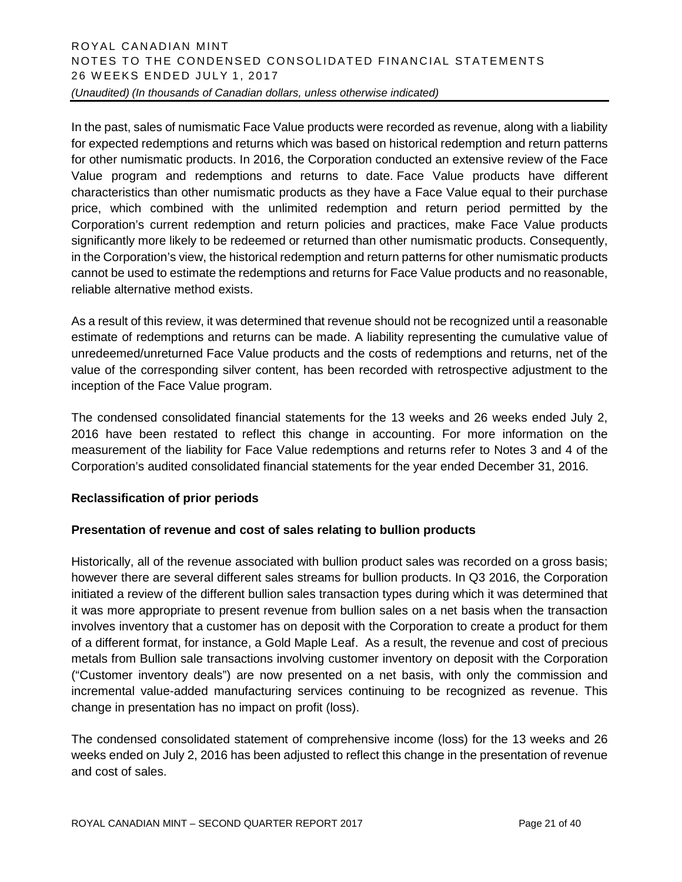In the past, sales of numismatic Face Value products were recorded as revenue, along with a liability for expected redemptions and returns which was based on historical redemption and return patterns for other numismatic products. In 2016, the Corporation conducted an extensive review of the Face Value program and redemptions and returns to date. Face Value products have different characteristics than other numismatic products as they have a Face Value equal to their purchase price, which combined with the unlimited redemption and return period permitted by the Corporation's current redemption and return policies and practices, make Face Value products significantly more likely to be redeemed or returned than other numismatic products. Consequently, in the Corporation's view, the historical redemption and return patterns for other numismatic products cannot be used to estimate the redemptions and returns for Face Value products and no reasonable, reliable alternative method exists.

As a result of this review, it was determined that revenue should not be recognized until a reasonable estimate of redemptions and returns can be made. A liability representing the cumulative value of unredeemed/unreturned Face Value products and the costs of redemptions and returns, net of the value of the corresponding silver content, has been recorded with retrospective adjustment to the inception of the Face Value program.

The condensed consolidated financial statements for the 13 weeks and 26 weeks ended July 2, 2016 have been restated to reflect this change in accounting. For more information on the measurement of the liability for Face Value redemptions and returns refer to Notes 3 and 4 of the Corporation's audited consolidated financial statements for the year ended December 31, 2016.

**Reclassification of prior periods**

**Presentation of revenue and cost of sales relating to bullion products**

Historically, all of the revenue associated with bullion product sales was recorded on a gross basis; however there are several different sales streams for bullion products. In Q3 2016, the Corporation initiated a review of the different bullion sales transaction types during which it was determined that it was more appropriate to present revenue from bullion sales on a net basis when the transaction involves inventory that a customer has on deposit with the Corporation to create a product for them of a different format, for instance, a Gold Maple Leaf. As a result, the revenue and cost of precious metals from Bullion sale transactions involving customer inventory on deposit with the Corporation ("Customer inventory deals") are now presented on a net basis, with only the commission and incremental value-added manufacturing services continuing to be recognized as revenue. This change in presentation has no impact on profit (loss).

The condensed consolidated statement of comprehensive income (loss) for the 13 weeks and 26 weeks ended on July 2, 2016 has been adjusted to reflect this change in the presentation of revenue and cost of sales.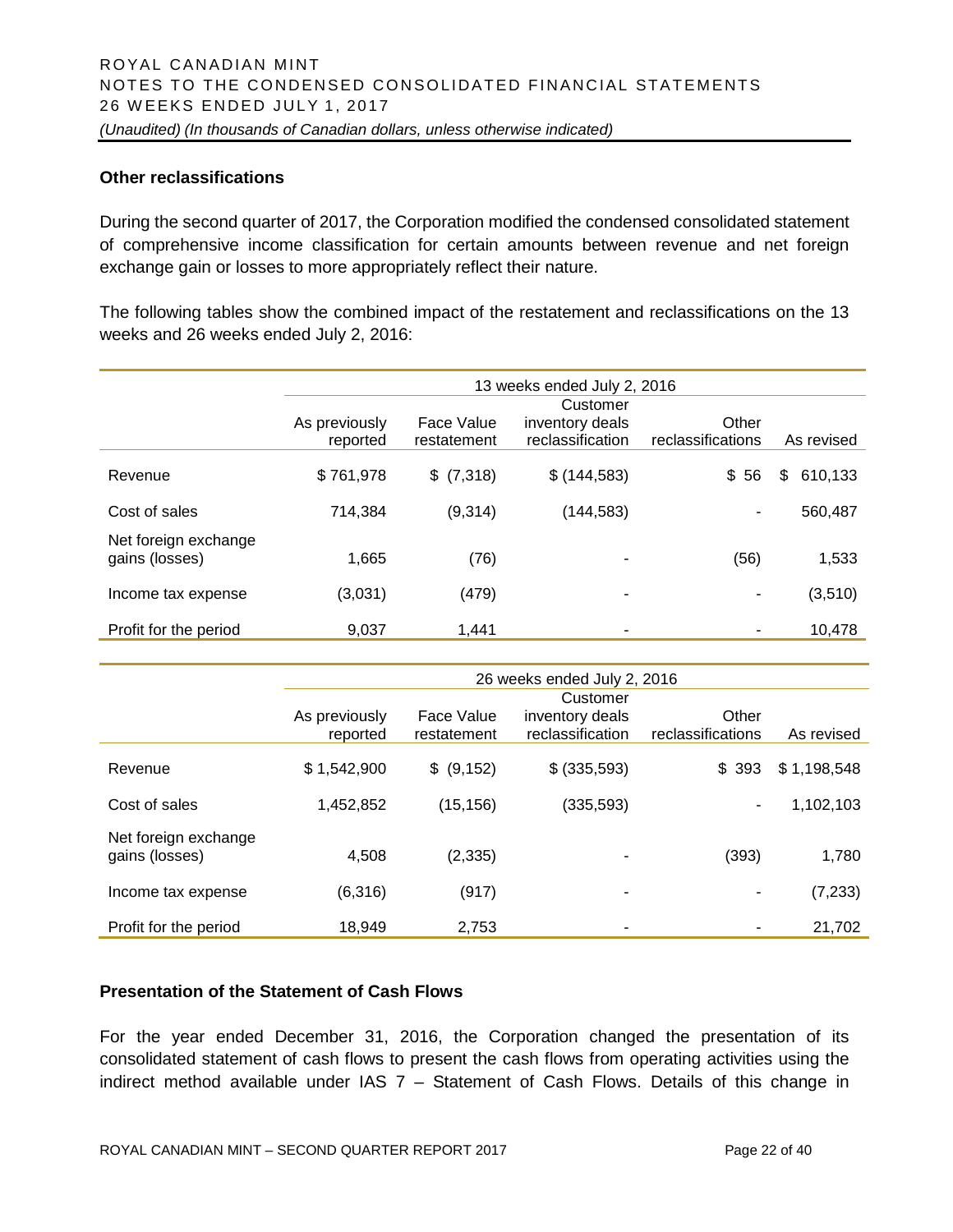### Other reclassifications

During the second quarter of 2017, the Corporation modified the condensed consolidated statement of comprehensive income classification for certain amounts between revenue and net foreign exchange gain or losses to more appropriately reflect their nature.

The following tables show the combined impact of the restatement and reclassifications on the 13 weeks and 26 weeks ended July 2, 2016:

| | 13 weeks ended July 2, 2016 | | | | |
|---|---|---|---|---|---|
| | As previously reported | Face Value restatement | Customer inventory deals reclassification | Other reclassifications | As revised |
| Revenue | $ 761,978 | $ (7,318) | $ (144,583) | $ 56 | $ 610,133 |
| Cost of sales | 714,384 | (9,314) | (144,583) | - | 560,487 |
| Net foreign exchange gains (losses) | 1,665 | (76) | - | (56) | 1,533 |
| Income tax expense | (3,031) | (479) | - | - | (3,510) |
| Profit for the period | 9,037 | 1,441 | - | - | 10,478 |

| | 26 weeks ended July 2, 2016 | | | | |
|---|---|---|---|---|---|
| | As previously reported | Face Value restatement | Customer inventory deals reclassification | Other reclassifications | As revised |
| Revenue | $ 1,542,900 | $ (9,152) | $ (335,593) | $ 393 | $ 1,198,548 |
| Cost of sales | 1,452,852 | (15,156) | (335,593) | - | 1,102,103 |
| Net foreign exchange gains (losses) | 4,508 | (2,335) | - | (393) | 1,780 |
| Income tax expense | (6,316) | (917) | - | - | (7,233) |
| Profit for the period | 18,949 | 2,753 | - | - | 21,702 |

### Presentation of the Statement of Cash Flows

For the year ended December 31, 2016, the Corporation changed the presentation of its consolidated statement of cash flows to present the cash flows from operating activities using the indirect method available under IAS 7 – Statement of Cash Flows. Details of this change in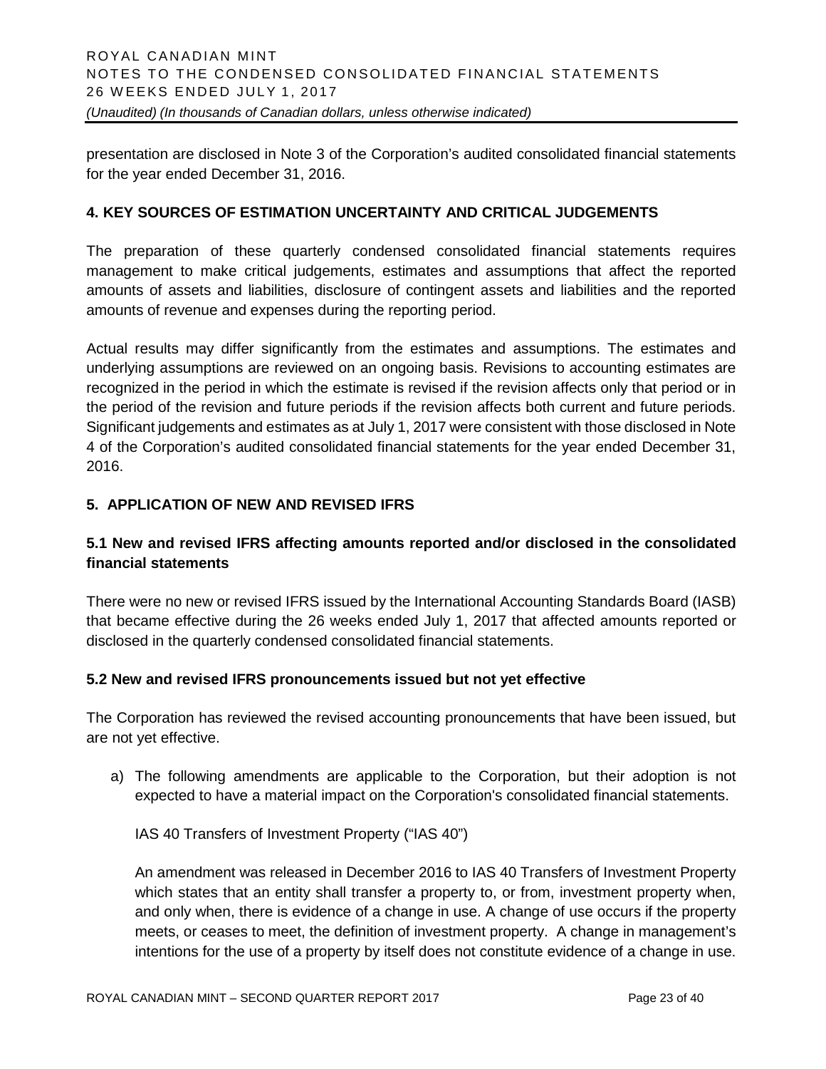presentation are disclosed in Note 3 of the Corporation's audited consolidated financial statements for the year ended December 31, 2016.

## 4. KEY SOURCES OF ESTIMATION UNCERTAINTY AND CRITICAL JUDGEMENTS

The preparation of these quarterly condensed consolidated financial statements requires management to make critical judgements, estimates and assumptions that affect the reported amounts of assets and liabilities, disclosure of contingent assets and liabilities and the reported amounts of revenue and expenses during the reporting period.

Actual results may differ significantly from the estimates and assumptions. The estimates and underlying assumptions are reviewed on an ongoing basis. Revisions to accounting estimates are recognized in the period in which the estimate is revised if the revision affects only that period or in the period of the revision and future periods if the revision affects both current and future periods. Significant judgements and estimates as at July 1, 2017 were consistent with those disclosed in Note 4 of the Corporation's audited consolidated financial statements for the year ended December 31, 2016.

## 5. APPLICATION OF NEW AND REVISED IFRS

### 5.1 New and revised IFRS affecting amounts reported and/or disclosed in the consolidated financial statements

There were no new or revised IFRS issued by the International Accounting Standards Board (IASB) that became effective during the 26 weeks ended July 1, 2017 that affected amounts reported or disclosed in the quarterly condensed consolidated financial statements.

### 5.2 New and revised IFRS pronouncements issued but not yet effective

The Corporation has reviewed the revised accounting pronouncements that have been issued, but are not yet effective.

a) The following amendments are applicable to the Corporation, but their adoption is not expected to have a material impact on the Corporation's consolidated financial statements.

   IAS 40 Transfers of Investment Property ("IAS 40")

   An amendment was released in December 2016 to IAS 40 Transfers of Investment Property which states that an entity shall transfer a property to, or from, investment property when, and only when, there is evidence of a change in use. A change of use occurs if the property meets, or ceases to meet, the definition of investment property. A change in management's intentions for the use of a property by itself does not constitute evidence of a change in use.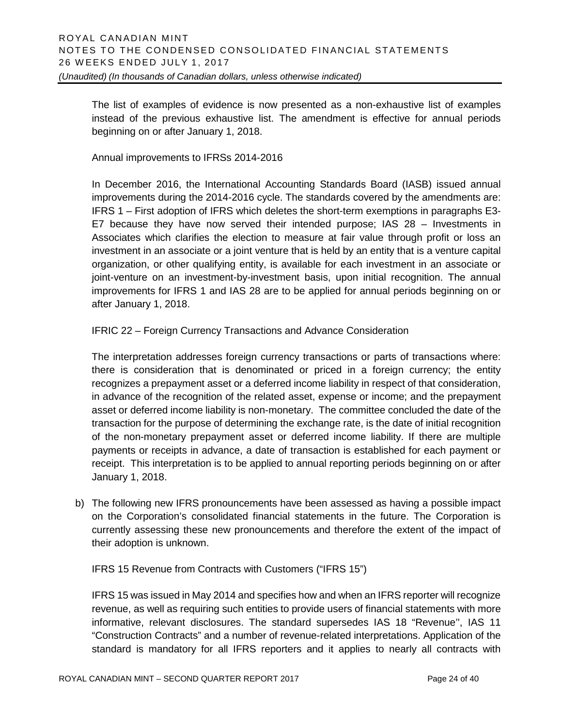The list of examples of evidence is now presented as a non-exhaustive list of examples instead of the previous exhaustive list. The amendment is effective for annual periods beginning on or after January 1, 2018.

Annual improvements to IFRSs 2014-2016

In December 2016, the International Accounting Standards Board (IASB) issued annual improvements during the 2014-2016 cycle. The standards covered by the amendments are: IFRS 1 – First adoption of IFRS which deletes the short-term exemptions in paragraphs E3-E7 because they have now served their intended purpose; IAS 28 – Investments in Associates which clarifies the election to measure at fair value through profit or loss an investment in an associate or a joint venture that is held by an entity that is a venture capital organization, or other qualifying entity, is available for each investment in an associate or joint-venture on an investment-by-investment basis, upon initial recognition. The annual improvements for IFRS 1 and IAS 28 are to be applied for annual periods beginning on or after January 1, 2018.

IFRIC 22 – Foreign Currency Transactions and Advance Consideration

The interpretation addresses foreign currency transactions or parts of transactions where: there is consideration that is denominated or priced in a foreign currency; the entity recognizes a prepayment asset or a deferred income liability in respect of that consideration, in advance of the recognition of the related asset, expense or income; and the prepayment asset or deferred income liability is non-monetary. The committee concluded the date of the transaction for the purpose of determining the exchange rate, is the date of initial recognition of the non-monetary prepayment asset or deferred income liability. If there are multiple payments or receipts in advance, a date of transaction is established for each payment or receipt. This interpretation is to be applied to annual reporting periods beginning on or after January 1, 2018.

b) The following new IFRS pronouncements have been assessed as having a possible impact on the Corporation's consolidated financial statements in the future. The Corporation is currently assessing these new pronouncements and therefore the extent of the impact of their adoption is unknown.

IFRS 15 Revenue from Contracts with Customers ("IFRS 15")

IFRS 15 was issued in May 2014 and specifies how and when an IFRS reporter will recognize revenue, as well as requiring such entities to provide users of financial statements with more informative, relevant disclosures. The standard supersedes IAS 18 "Revenue", IAS 11 "Construction Contracts" and a number of revenue-related interpretations. Application of the standard is mandatory for all IFRS reporters and it applies to nearly all contracts with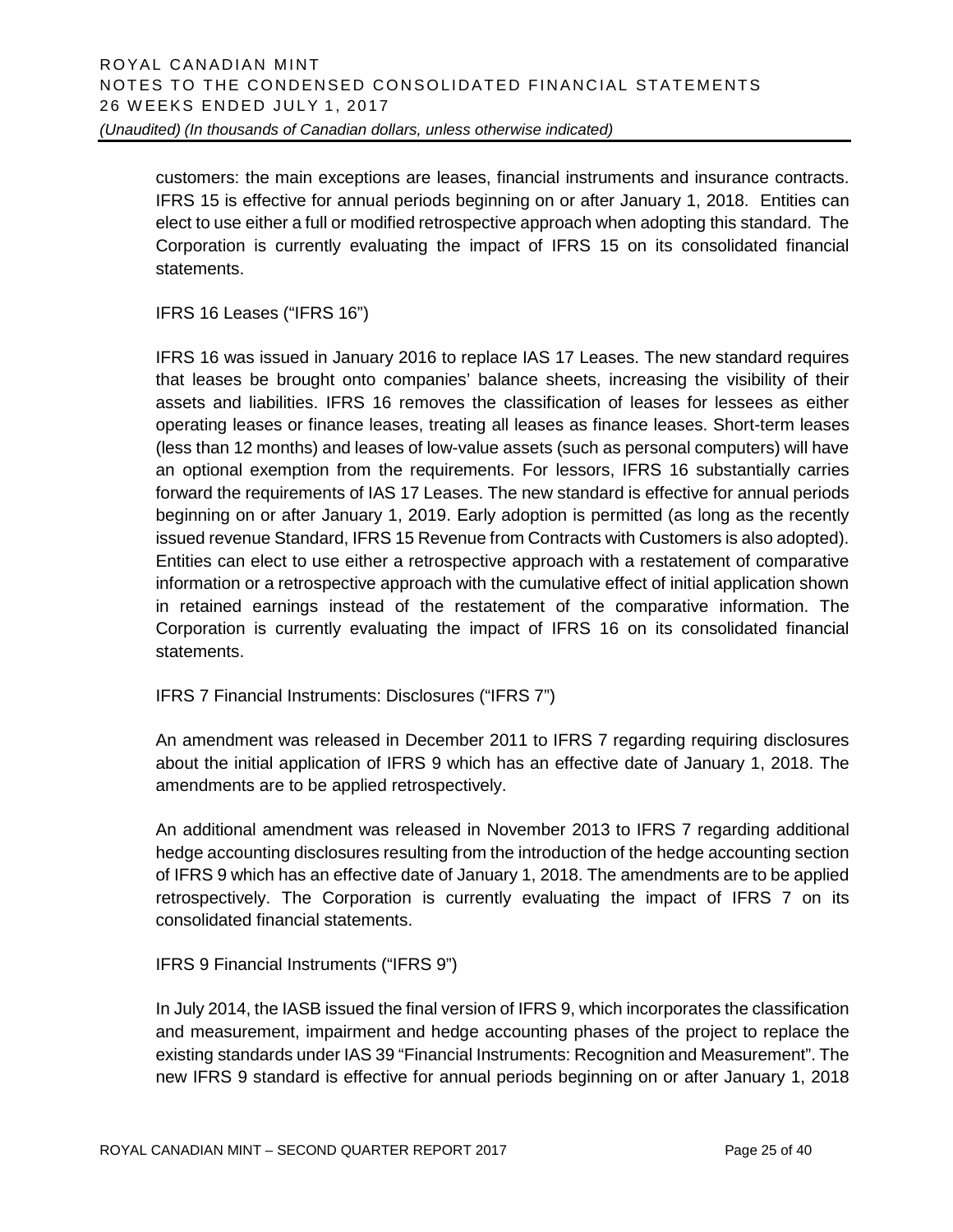customers: the main exceptions are leases, financial instruments and insurance contracts. IFRS 15 is effective for annual periods beginning on or after January 1, 2018. Entities can elect to use either a full or modified retrospective approach when adopting this standard. The Corporation is currently evaluating the impact of IFRS 15 on its consolidated financial statements.

IFRS 16 Leases ("IFRS 16")

IFRS 16 was issued in January 2016 to replace IAS 17 Leases. The new standard requires that leases be brought onto companies' balance sheets, increasing the visibility of their assets and liabilities. IFRS 16 removes the classification of leases for lessees as either operating leases or finance leases, treating all leases as finance leases. Short-term leases (less than 12 months) and leases of low-value assets (such as personal computers) will have an optional exemption from the requirements. For lessors, IFRS 16 substantially carries forward the requirements of IAS 17 Leases. The new standard is effective for annual periods beginning on or after January 1, 2019. Early adoption is permitted (as long as the recently issued revenue Standard, IFRS 15 Revenue from Contracts with Customers is also adopted). Entities can elect to use either a retrospective approach with a restatement of comparative information or a retrospective approach with the cumulative effect of initial application shown in retained earnings instead of the restatement of the comparative information. The Corporation is currently evaluating the impact of IFRS 16 on its consolidated financial statements.

IFRS 7 Financial Instruments: Disclosures ("IFRS 7")

An amendment was released in December 2011 to IFRS 7 regarding requiring disclosures about the initial application of IFRS 9 which has an effective date of January 1, 2018. The amendments are to be applied retrospectively.

An additional amendment was released in November 2013 to IFRS 7 regarding additional hedge accounting disclosures resulting from the introduction of the hedge accounting section of IFRS 9 which has an effective date of January 1, 2018. The amendments are to be applied retrospectively. The Corporation is currently evaluating the impact of IFRS 7 on its consolidated financial statements.

IFRS 9 Financial Instruments ("IFRS 9")

In July 2014, the IASB issued the final version of IFRS 9, which incorporates the classification and measurement, impairment and hedge accounting phases of the project to replace the existing standards under IAS 39 "Financial Instruments: Recognition and Measurement". The new IFRS 9 standard is effective for annual periods beginning on or after January 1, 2018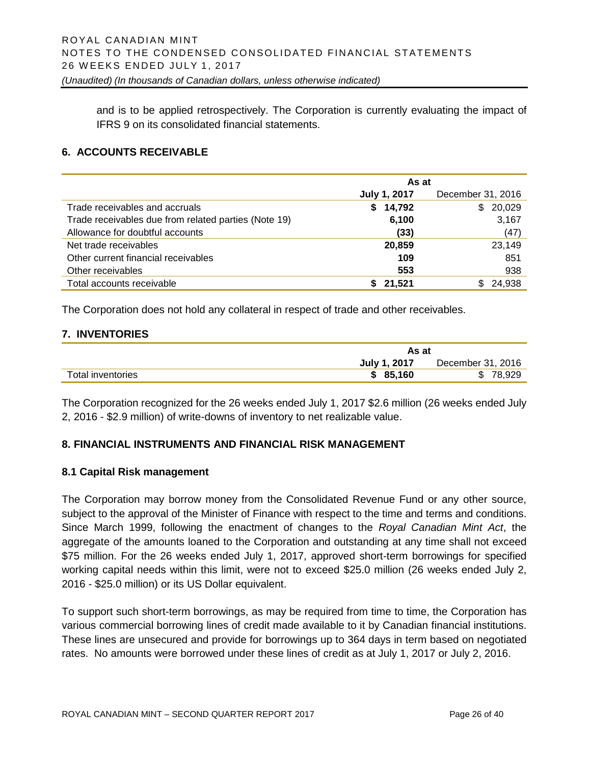and is to be applied retrospectively. The Corporation is currently evaluating the impact of IFRS 9 on its consolidated financial statements.

## 6. ACCOUNTS RECEIVABLE

| | As at | |
|---|---|---|
| | **July 1, 2017** | December 31, 2016 |
| Trade receivables and accruals | **$ 14,792** | $ 20,029 |
| Trade receivables due from related parties (Note 19) | **6,100** | 3,167 |
| Allowance for doubtful accounts | **(33)** | (47) |
| Net trade receivables | **20,859** | 23,149 |
| Other current financial receivables | **109** | 851 |
| Other receivables | **553** | 938 |
| Total accounts receivable | **$ 21,521** | $ 24,938 |

The Corporation does not hold any collateral in respect of trade and other receivables.

## 7. INVENTORIES

| | As at | |
|---|---|---|
| | **July 1, 2017** | December 31, 2016 |
| Total inventories | **$ 85,160** | $ 78,929 |

The Corporation recognized for the 26 weeks ended July 1, 2017 $2.6 million (26 weeks ended July 2, 2016 - $2.9 million) of write-downs of inventory to net realizable value.

## 8. FINANCIAL INSTRUMENTS AND FINANCIAL RISK MANAGEMENT

### 8.1 Capital Risk management

The Corporation may borrow money from the Consolidated Revenue Fund or any other source, subject to the approval of the Minister of Finance with respect to the time and terms and conditions. Since March 1999, following the enactment of changes to the *Royal Canadian Mint Act*, the aggregate of the amounts loaned to the Corporation and outstanding at any time shall not exceed $75 million. For the 26 weeks ended July 1, 2017, approved short-term borrowings for specified working capital needs within this limit, were not to exceed $25.0 million (26 weeks ended July 2, 2016 - $25.0 million) or its US Dollar equivalent.

To support such short-term borrowings, as may be required from time to time, the Corporation has various commercial borrowing lines of credit made available to it by Canadian financial institutions. These lines are unsecured and provide for borrowings up to 364 days in term based on negotiated rates. No amounts were borrowed under these lines of credit as at July 1, 2017 or July 2, 2016.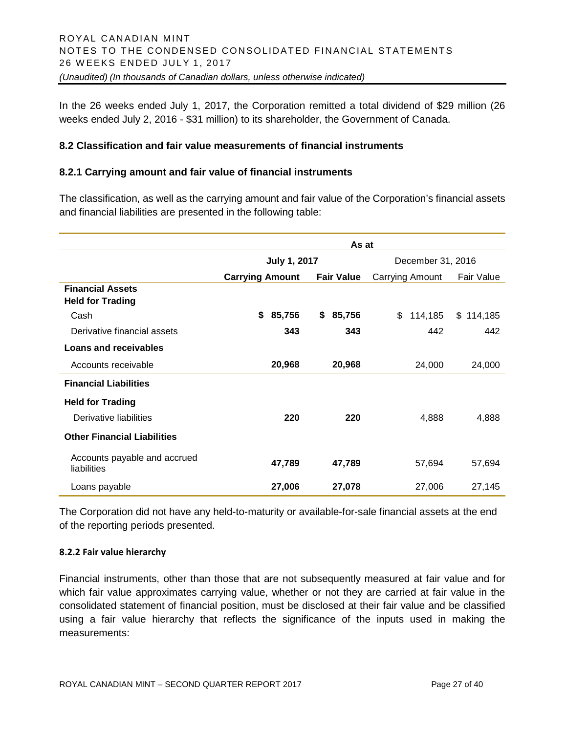In the 26 weeks ended July 1, 2017, the Corporation remitted a total dividend of $29 million (26 weeks ended July 2, 2016 - $31 million) to its shareholder, the Government of Canada.

### 8.2 Classification and fair value measurements of financial instruments

### 8.2.1 Carrying amount and fair value of financial instruments

The classification, as well as the carrying amount and fair value of the Corporation's financial assets and financial liabilities are presented in the following table:

| | As at | | | |
|---|---|---|---|---|
| | **July 1, 2017** | | December 31, 2016 | |
| | **Carrying Amount** | **Fair Value** | Carrying Amount | Fair Value |
| **Financial Assets** | | | | |
| **Held for Trading** | | | | |
| Cash | **$ 85,756** | **$ 85,756** | $ 114,185 | $ 114,185 |
| Derivative financial assets | **343** | **343** | 442 | 442 |
| **Loans and receivables** | | | | |
| Accounts receivable | **20,968** | **20,968** | 24,000 | 24,000 |
| **Financial Liabilities** | | | | |
| **Held for Trading** | | | | |
| Derivative liabilities | **220** | **220** | 4,888 | 4,888 |
| **Other Financial Liabilities** | | | | |
| Accounts payable and accrued liabilities | **47,789** | **47,789** | 57,694 | 57,694 |
| Loans payable | **27,006** | **27,078** | 27,006 | 27,145 |

The Corporation did not have any held-to-maturity or available-for-sale financial assets at the end of the reporting periods presented.

#### 8.2.2 Fair value hierarchy

Financial instruments, other than those that are not subsequently measured at fair value and for which fair value approximates carrying value, whether or not they are carried at fair value in the consolidated statement of financial position, must be disclosed at their fair value and be classified using a fair value hierarchy that reflects the significance of the inputs used in making the measurements: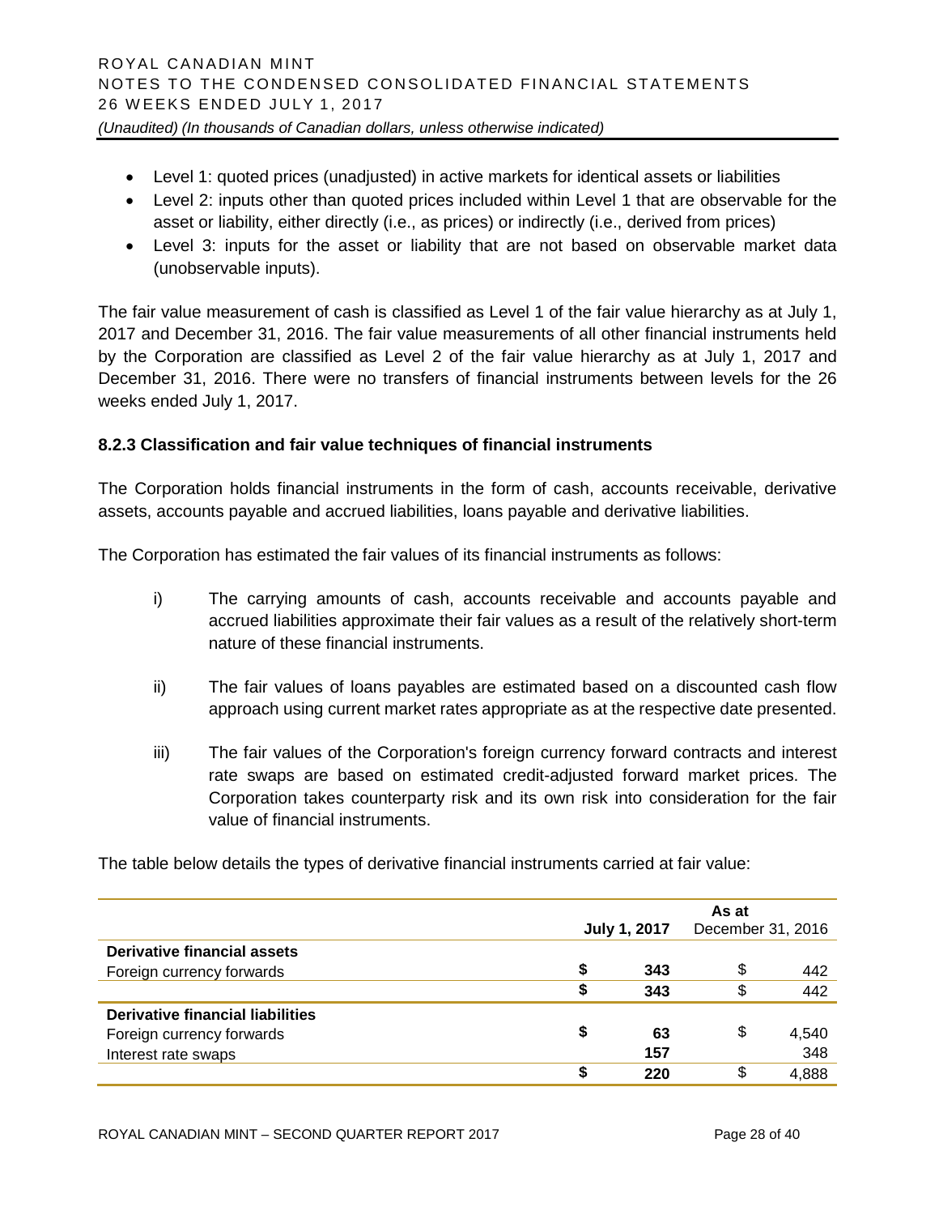- Level 1: quoted prices (unadjusted) in active markets for identical assets or liabilities
- Level 2: inputs other than quoted prices included within Level 1 that are observable for the asset or liability, either directly (i.e., as prices) or indirectly (i.e., derived from prices)
- Level 3: inputs for the asset or liability that are not based on observable market data (unobservable inputs).

The fair value measurement of cash is classified as Level 1 of the fair value hierarchy as at July 1, 2017 and December 31, 2016. The fair value measurements of all other financial instruments held by the Corporation are classified as Level 2 of the fair value hierarchy as at July 1, 2017 and December 31, 2016. There were no transfers of financial instruments between levels for the 26 weeks ended July 1, 2017.

### 8.2.3 Classification and fair value techniques of financial instruments

The Corporation holds financial instruments in the form of cash, accounts receivable, derivative assets, accounts payable and accrued liabilities, loans payable and derivative liabilities.

The Corporation has estimated the fair values of its financial instruments as follows:

i) The carrying amounts of cash, accounts receivable and accounts payable and accrued liabilities approximate their fair values as a result of the relatively short-term nature of these financial instruments.

ii) The fair values of loans payables are estimated based on a discounted cash flow approach using current market rates appropriate as at the respective date presented.

iii) The fair values of the Corporation's foreign currency forward contracts and interest rate swaps are based on estimated credit-adjusted forward market prices. The Corporation takes counterparty risk and its own risk into consideration for the fair value of financial instruments.

The table below details the types of derivative financial instruments carried at fair value:

| | As at | |
|---|---|---|
| | **July 1, 2017** | December 31, 2016 |
| **Derivative financial assets** | | |
| Foreign currency forwards | **$ 343** | $ 442 |
| | **$ 343** | $ 442 |
| **Derivative financial liabilities** | | |
| Foreign currency forwards | **$ 63** | $ 4,540 |
| Interest rate swaps | **157** | 348 |
| | **$ 220** | $ 4,888 |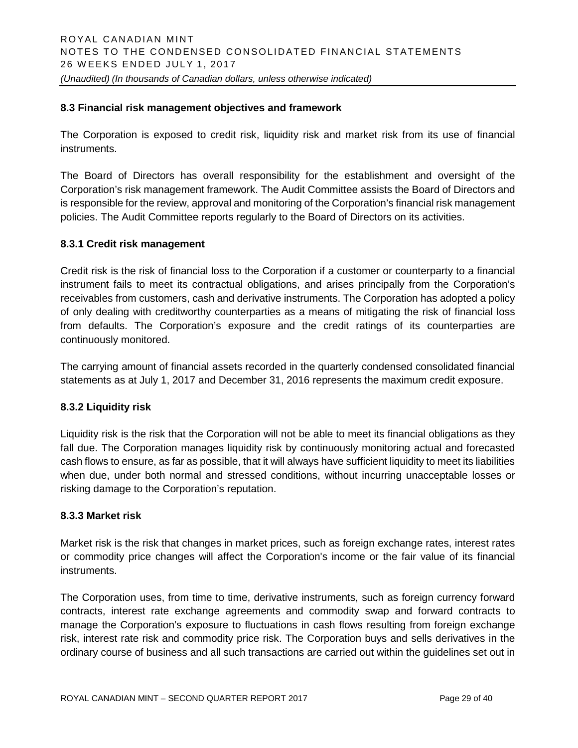### 8.3 Financial risk management objectives and framework

The Corporation is exposed to credit risk, liquidity risk and market risk from its use of financial instruments.

The Board of Directors has overall responsibility for the establishment and oversight of the Corporation's risk management framework. The Audit Committee assists the Board of Directors and is responsible for the review, approval and monitoring of the Corporation's financial risk management policies. The Audit Committee reports regularly to the Board of Directors on its activities.

#### 8.3.1 Credit risk management

Credit risk is the risk of financial loss to the Corporation if a customer or counterparty to a financial instrument fails to meet its contractual obligations, and arises principally from the Corporation's receivables from customers, cash and derivative instruments. The Corporation has adopted a policy of only dealing with creditworthy counterparties as a means of mitigating the risk of financial loss from defaults. The Corporation's exposure and the credit ratings of its counterparties are continuously monitored.

The carrying amount of financial assets recorded in the quarterly condensed consolidated financial statements as at July 1, 2017 and December 31, 2016 represents the maximum credit exposure.

#### 8.3.2 Liquidity risk

Liquidity risk is the risk that the Corporation will not be able to meet its financial obligations as they fall due. The Corporation manages liquidity risk by continuously monitoring actual and forecasted cash flows to ensure, as far as possible, that it will always have sufficient liquidity to meet its liabilities when due, under both normal and stressed conditions, without incurring unacceptable losses or risking damage to the Corporation's reputation.

#### 8.3.3 Market risk

Market risk is the risk that changes in market prices, such as foreign exchange rates, interest rates or commodity price changes will affect the Corporation's income or the fair value of its financial instruments.

The Corporation uses, from time to time, derivative instruments, such as foreign currency forward contracts, interest rate exchange agreements and commodity swap and forward contracts to manage the Corporation's exposure to fluctuations in cash flows resulting from foreign exchange risk, interest rate risk and commodity price risk. The Corporation buys and sells derivatives in the ordinary course of business and all such transactions are carried out within the guidelines set out in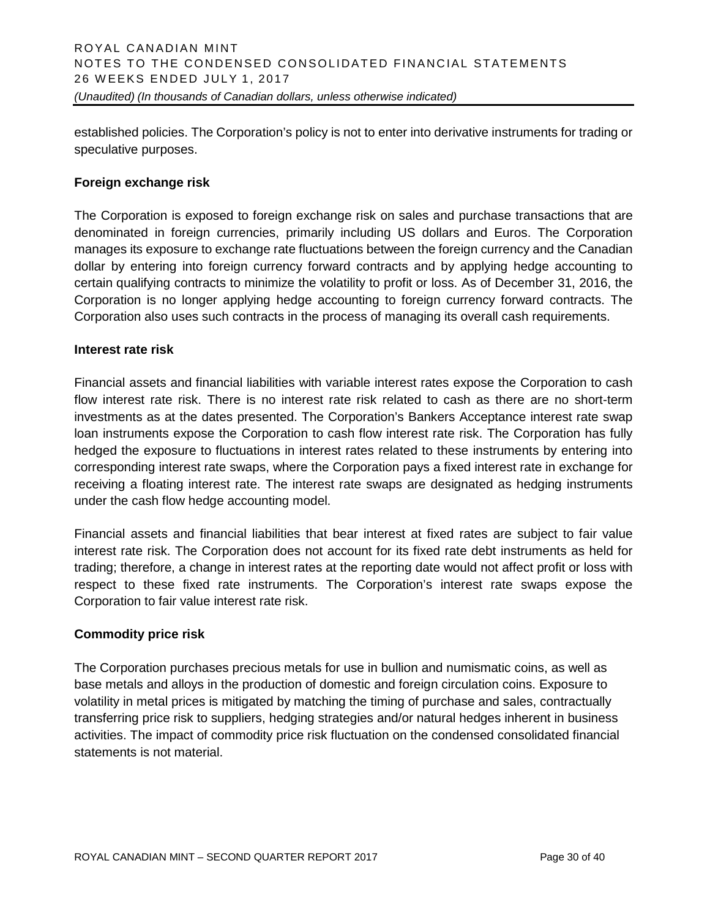established policies. The Corporation's policy is not to enter into derivative instruments for trading or speculative purposes.

### Foreign exchange risk

The Corporation is exposed to foreign exchange risk on sales and purchase transactions that are denominated in foreign currencies, primarily including US dollars and Euros. The Corporation manages its exposure to exchange rate fluctuations between the foreign currency and the Canadian dollar by entering into foreign currency forward contracts and by applying hedge accounting to certain qualifying contracts to minimize the volatility to profit or loss. As of December 31, 2016, the Corporation is no longer applying hedge accounting to foreign currency forward contracts. The Corporation also uses such contracts in the process of managing its overall cash requirements.

### Interest rate risk

Financial assets and financial liabilities with variable interest rates expose the Corporation to cash flow interest rate risk. There is no interest rate risk related to cash as there are no short-term investments as at the dates presented. The Corporation's Bankers Acceptance interest rate swap loan instruments expose the Corporation to cash flow interest rate risk. The Corporation has fully hedged the exposure to fluctuations in interest rates related to these instruments by entering into corresponding interest rate swaps, where the Corporation pays a fixed interest rate in exchange for receiving a floating interest rate. The interest rate swaps are designated as hedging instruments under the cash flow hedge accounting model.

Financial assets and financial liabilities that bear interest at fixed rates are subject to fair value interest rate risk. The Corporation does not account for its fixed rate debt instruments as held for trading; therefore, a change in interest rates at the reporting date would not affect profit or loss with respect to these fixed rate instruments. The Corporation's interest rate swaps expose the Corporation to fair value interest rate risk.

### Commodity price risk

The Corporation purchases precious metals for use in bullion and numismatic coins, as well as base metals and alloys in the production of domestic and foreign circulation coins. Exposure to volatility in metal prices is mitigated by matching the timing of purchase and sales, contractually transferring price risk to suppliers, hedging strategies and/or natural hedges inherent in business activities. The impact of commodity price risk fluctuation on the condensed consolidated financial statements is not material.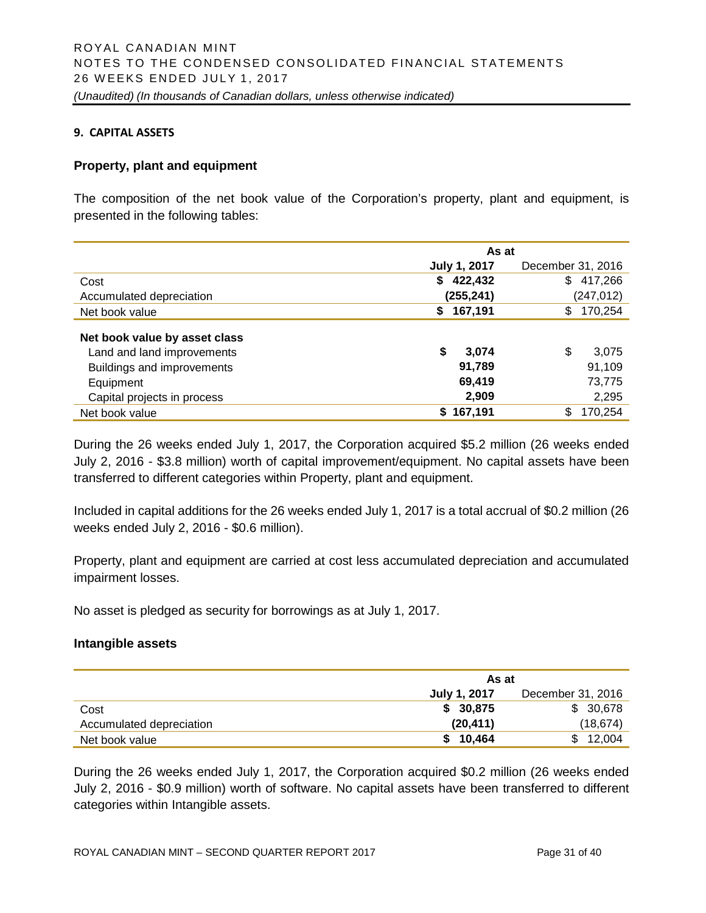## 9. CAPITAL ASSETS

### Property, plant and equipment

The composition of the net book value of the Corporation's property, plant and equipment, is presented in the following tables:

| | As at | |
|---|---|---|
| | **July 1, 2017** | December 31, 2016 |
| Cost | **$ 422,432** | $ 417,266 |
| Accumulated depreciation | **(255,241)** | (247,012) |
| Net book value | **$ 167,191** | $ 170,254 |
| **Net book value by asset class** | | |
| Land and land improvements | **$ 3,074** | $ 3,075 |
| Buildings and improvements | **91,789** | 91,109 |
| Equipment | **69,419** | 73,775 |
| Capital projects in process | **2,909** | 2,295 |
| Net book value | **$ 167,191** | $ 170,254 |

During the 26 weeks ended July 1, 2017, the Corporation acquired $5.2 million (26 weeks ended July 2, 2016 - $3.8 million) worth of capital improvement/equipment. No capital assets have been transferred to different categories within Property, plant and equipment.

Included in capital additions for the 26 weeks ended July 1, 2017 is a total accrual of $0.2 million (26 weeks ended July 2, 2016 - $0.6 million).

Property, plant and equipment are carried at cost less accumulated depreciation and accumulated impairment losses.

No asset is pledged as security for borrowings as at July 1, 2017.

### Intangible assets

| | As at | |
|---|---|---|
| | **July 1, 2017** | December 31, 2016 |
| Cost | **$ 30,875** | $ 30,678 |
| Accumulated depreciation | **(20,411)** | (18,674) |
| Net book value | **$ 10,464** | $ 12,004 |

During the 26 weeks ended July 1, 2017, the Corporation acquired $0.2 million (26 weeks ended July 2, 2016 - $0.9 million) worth of software. No capital assets have been transferred to different categories within Intangible assets.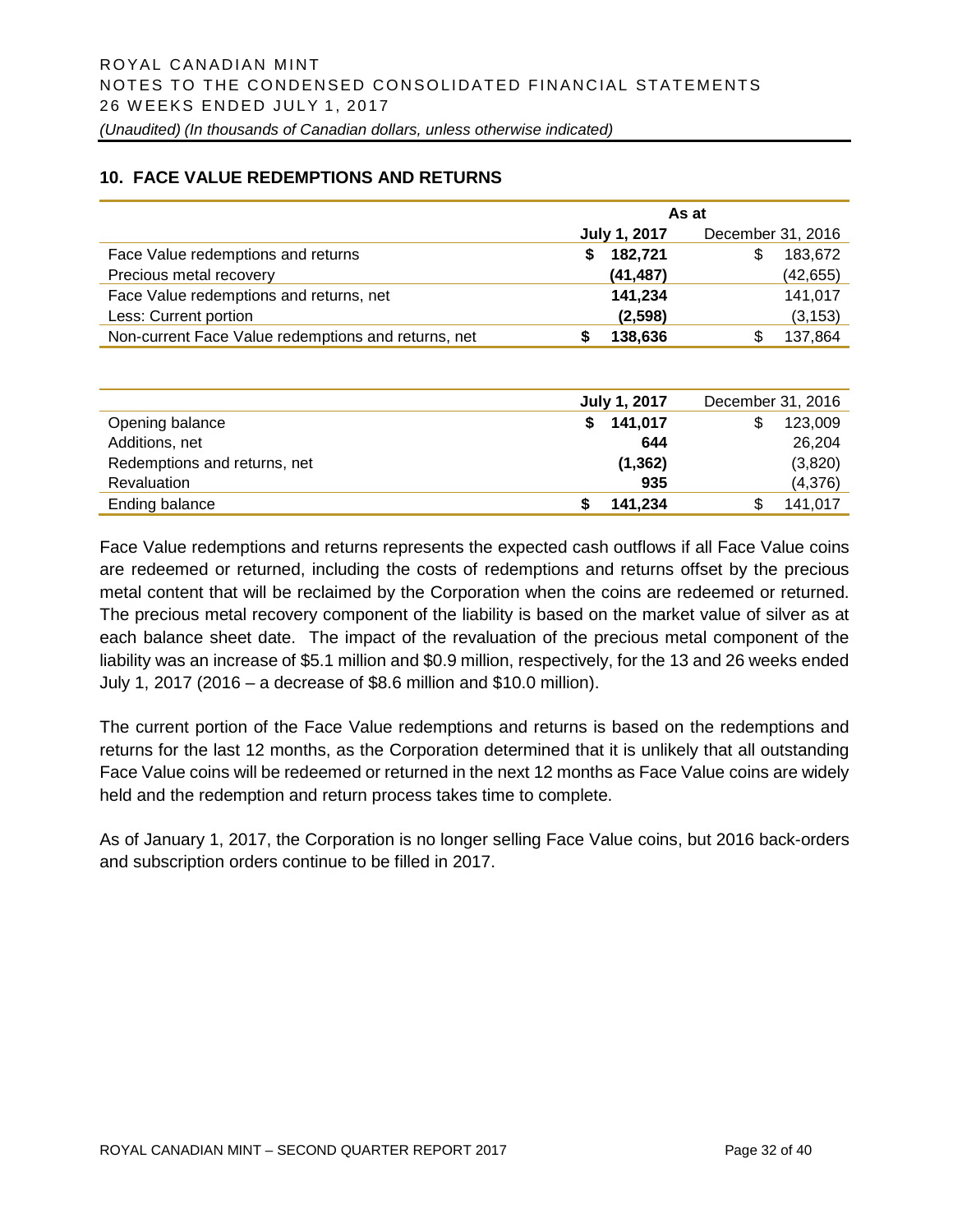## 10. FACE VALUE REDEMPTIONS AND RETURNS

| | As at | |
|---|---|---|
| | **July 1, 2017** | December 31, 2016 |
| Face Value redemptions and returns | **$ 182,721** | $ 183,672 |
| Precious metal recovery | **(41,487)** | (42,655) |
| Face Value redemptions and returns, net | **141,234** | 141,017 |
| Less: Current portion | **(2,598)** | (3,153) |
| Non-current Face Value redemptions and returns, net | **$ 138,636** | $ 137,864 |

| | **July 1, 2017** | December 31, 2016 |
|---|---|---|
| Opening balance | **$ 141,017** | $ 123,009 |
| Additions, net | **644** | 26,204 |
| Redemptions and returns, net | **(1,362)** | (3,820) |
| Revaluation | **935** | (4,376) |
| Ending balance | **$ 141,234** | $ 141,017 |

Face Value redemptions and returns represents the expected cash outflows if all Face Value coins are redeemed or returned, including the costs of redemptions and returns offset by the precious metal content that will be reclaimed by the Corporation when the coins are redeemed or returned. The precious metal recovery component of the liability is based on the market value of silver as at each balance sheet date. The impact of the revaluation of the precious metal component of the liability was an increase of $5.1 million and $0.9 million, respectively, for the 13 and 26 weeks ended July 1, 2017 (2016 – a decrease of $8.6 million and $10.0 million).

The current portion of the Face Value redemptions and returns is based on the redemptions and returns for the last 12 months, as the Corporation determined that it is unlikely that all outstanding Face Value coins will be redeemed or returned in the next 12 months as Face Value coins are widely held and the redemption and return process takes time to complete.

As of January 1, 2017, the Corporation is no longer selling Face Value coins, but 2016 back-orders and subscription orders continue to be filled in 2017.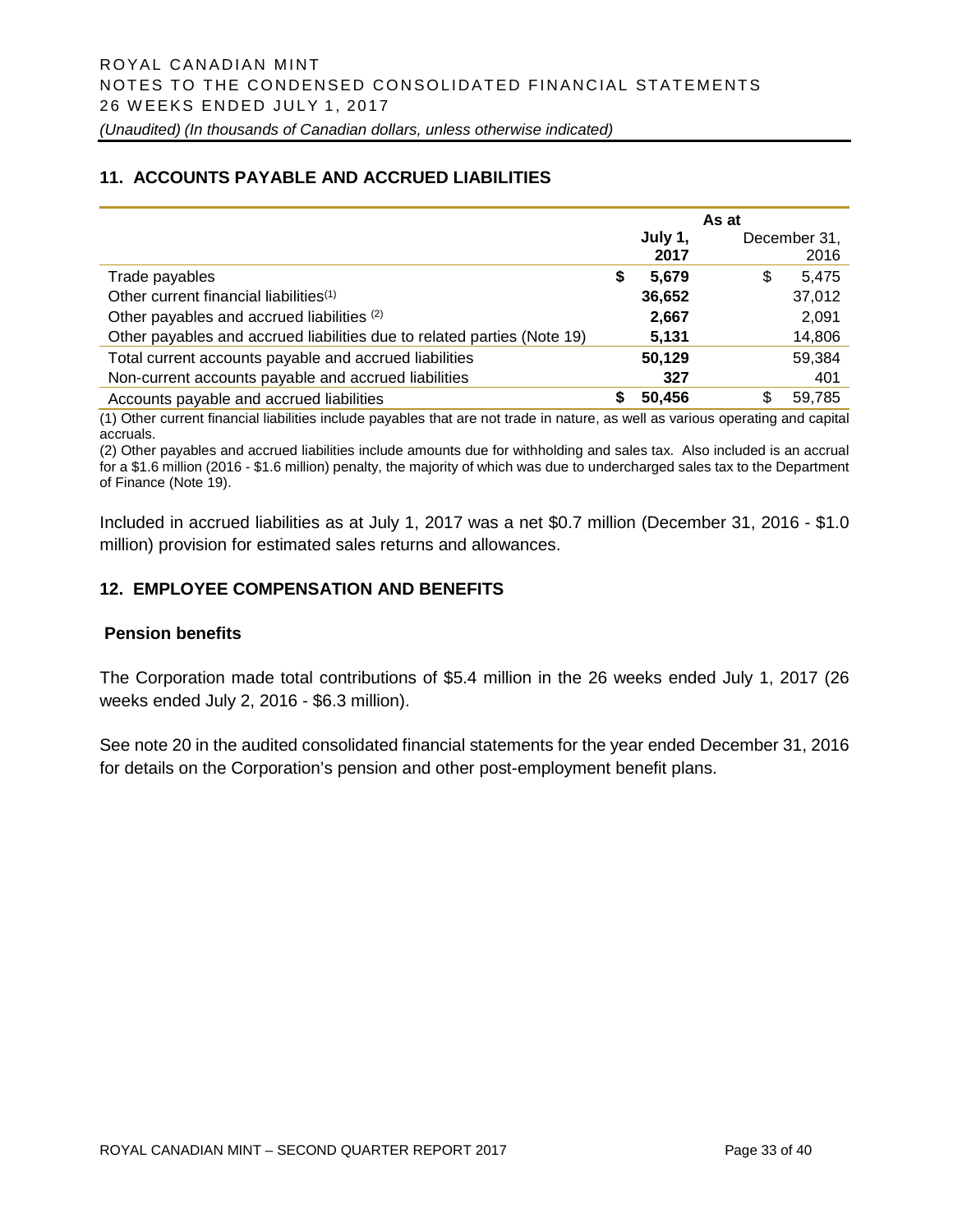## 11. ACCOUNTS PAYABLE AND ACCRUED LIABILITIES

| | As at | |
|---|---|---|
| | **July 1, 2017** | December 31, 2016 |
| Trade payables | **$ 5,679** | $ 5,475 |
| Other current financial liabilities[1] | **36,652** | 37,012 |
| Other payables and accrued liabilities [2] | **2,667** | 2,091 |
| Other payables and accrued liabilities due to related parties (Note 19) | **5,131** | 14,806 |
| Total current accounts payable and accrued liabilities | **50,129** | 59,384 |
| Non-current accounts payable and accrued liabilities | **327** | 401 |
| Accounts payable and accrued liabilities | **$ 50,456** | $ 59,785 |

(1) Other current financial liabilities include payables that are not trade in nature, as well as various operating and capital accruals.

(2) Other payables and accrued liabilities include amounts due for withholding and sales tax. Also included is an accrual for a $1.6 million (2016 - $1.6 million) penalty, the majority of which was due to undercharged sales tax to the Department of Finance (Note 19).

Included in accrued liabilities as at July 1, 2017 was a net $0.7 million (December 31, 2016 - $1.0 million) provision for estimated sales returns and allowances.

## 12. EMPLOYEE COMPENSATION AND BENEFITS

### Pension benefits

The Corporation made total contributions of $5.4 million in the 26 weeks ended July 1, 2017 (26 weeks ended July 2, 2016 - $6.3 million).

See note 20 in the audited consolidated financial statements for the year ended December 31, 2016 for details on the Corporation's pension and other post-employment benefit plans.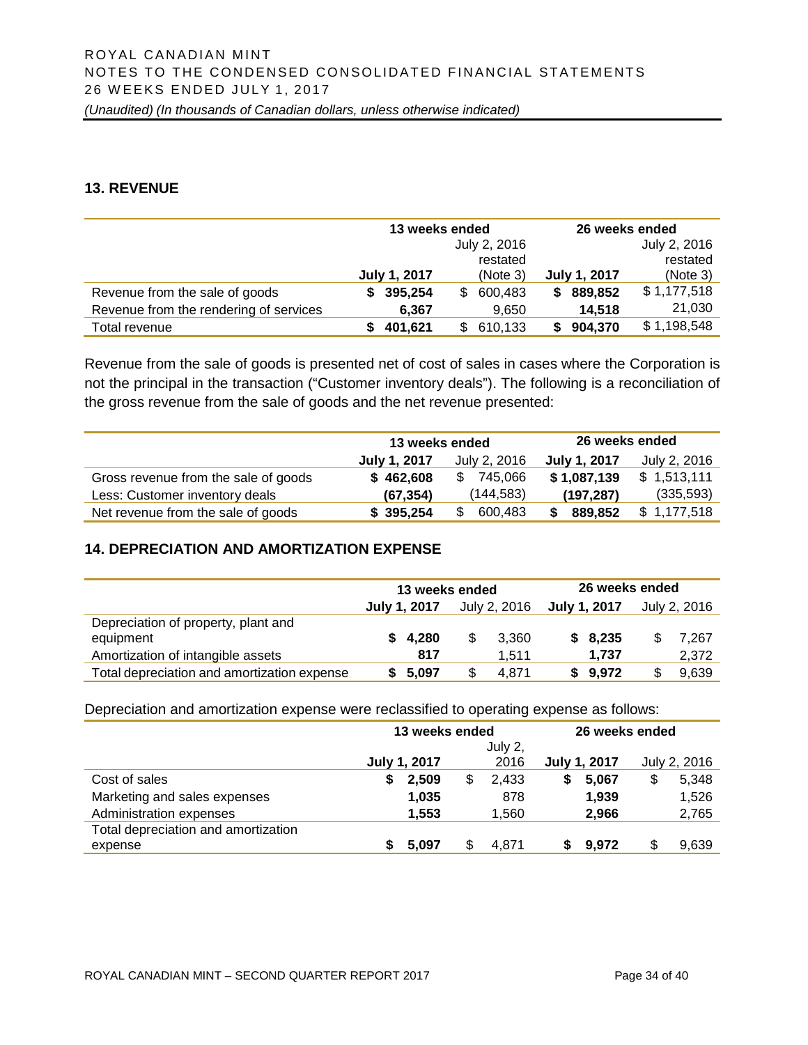## 13. REVENUE

| | 13 weeks ended | | 26 weeks ended | |
|---|---|---|---|---|
| | **July 1, 2017** | July 2, 2016 restated (Note 3) | **July 1, 2017** | July 2, 2016 restated (Note 3) |
| Revenue from the sale of goods | **$ 395,254** | $ 600,483 | **$ 889,852** | $ 1,177,518 |
| Revenue from the rendering of services | **6,367** | 9,650 | **14,518** | 21,030 |
| Total revenue | **$ 401,621** | $ 610,133 | **$ 904,370** | $ 1,198,548 |

Revenue from the sale of goods is presented net of cost of sales in cases where the Corporation is not the principal in the transaction ("Customer inventory deals"). The following is a reconciliation of the gross revenue from the sale of goods and the net revenue presented:

| | 13 weeks ended | | 26 weeks ended | |
|---|---|---|---|---|
| | **July 1, 2017** | July 2, 2016 | **July 1, 2017** | July 2, 2016 |
| Gross revenue from the sale of goods | **$ 462,608** | $ 745,066 | **$ 1,087,139** | $ 1,513,111 |
| Less: Customer inventory deals | **(67,354)** | (144,583) | **(197,287)** | (335,593) |
| Net revenue from the sale of goods | **$ 395,254** | $ 600,483 | **$ 889,852** | $ 1,177,518 |

## 14. DEPRECIATION AND AMORTIZATION EXPENSE

| | 13 weeks ended | | 26 weeks ended | |
|---|---|---|---|---|
| | **July 1, 2017** | July 2, 2016 | **July 1, 2017** | July 2, 2016 |
| Depreciation of property, plant and equipment | **$ 4,280** | $ 3,360 | **$ 8,235** | $ 7,267 |
| Amortization of intangible assets | **817** | 1,511 | **1,737** | 2,372 |
| Total depreciation and amortization expense | **$ 5,097** | $ 4,871 | **$ 9,972** | $ 9,639 |

Depreciation and amortization expense were reclassified to operating expense as follows:

| | 13 weeks ended | | 26 weeks ended | |
|---|---|---|---|---|
| | **July 1, 2017** | July 2, 2016 | **July 1, 2017** | July 2, 2016 |
| Cost of sales | **$ 2,509** | $ 2,433 | **$ 5,067** | $ 5,348 |
| Marketing and sales expenses | **1,035** | 878 | **1,939** | 1,526 |
| Administration expenses | **1,553** | 1,560 | **2,966** | 2,765 |
| Total depreciation and amortization expense | **$ 5,097** | $ 4,871 | **$ 9,972** | $ 9,639 |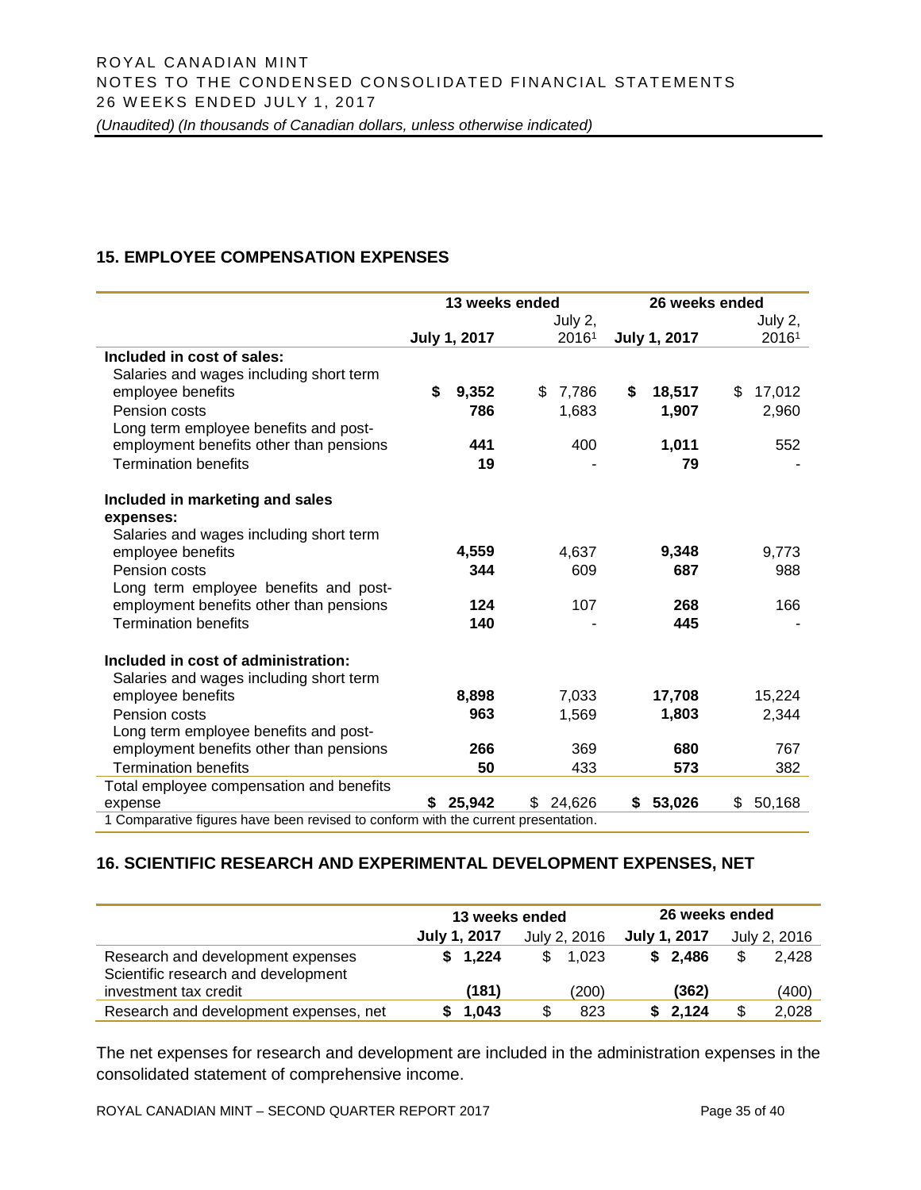## 15. EMPLOYEE COMPENSATION EXPENSES

| | 13 weeks ended | | 26 weeks ended | |
|---|---|---|---|---|
| | **July 1, 2017** | July 2, 2016[1] | **July 1, 2017** | July 2, 2016[1] |
| **Included in cost of sales:** | | | | |
| Salaries and wages including short term employee benefits | **$ 9,352** | $ 7,786 | **$ 18,517** | $ 17,012 |
| Pension costs | **786** | 1,683 | **1,907** | 2,960 |
| Long term employee benefits and post-employment benefits other than pensions | **441** | 400 | **1,011** | 552 |
| Termination benefits | **19** | - | **79** | - |
| **Included in marketing and sales expenses:** | | | | |
| Salaries and wages including short term employee benefits | **4,559** | 4,637 | **9,348** | 9,773 |
| Pension costs | **344** | 609 | **687** | 988 |
| Long term employee benefits and post-employment benefits other than pensions | **124** | 107 | **268** | 166 |
| Termination benefits | **140** | - | **445** | - |
| **Included in cost of administration:** | | | | |
| Salaries and wages including short term employee benefits | **8,898** | 7,033 | **17,708** | 15,224 |
| Pension costs | **963** | 1,569 | **1,803** | 2,344 |
| Long term employee benefits and post-employment benefits other than pensions | **266** | 369 | **680** | 767 |
| Termination benefits | **50** | 433 | **573** | 382 |
| Total employee compensation and benefits expense | **$ 25,942** | $ 24,626 | **$ 53,026** | $ 50,168 |

1 Comparative figures have been revised to conform with the current presentation.

## 16. SCIENTIFIC RESEARCH AND EXPERIMENTAL DEVELOPMENT EXPENSES, NET

| | 13 weeks ended | | 26 weeks ended | |
|---|---|---|---|---|
| | **July 1, 2017** | July 2, 2016 | **July 1, 2017** | July 2, 2016 |
| Research and development expenses | **$ 1,224** | $ 1,023 | **$ 2,486** | $ 2,428 |
| Scientific research and development investment tax credit | **(181)** | (200) | **(362)** | (400) |
| Research and development expenses, net | **$ 1,043** | $ 823 | **$ 2,124** | $ 2,028 |

The net expenses for research and development are included in the administration expenses in the consolidated statement of comprehensive income.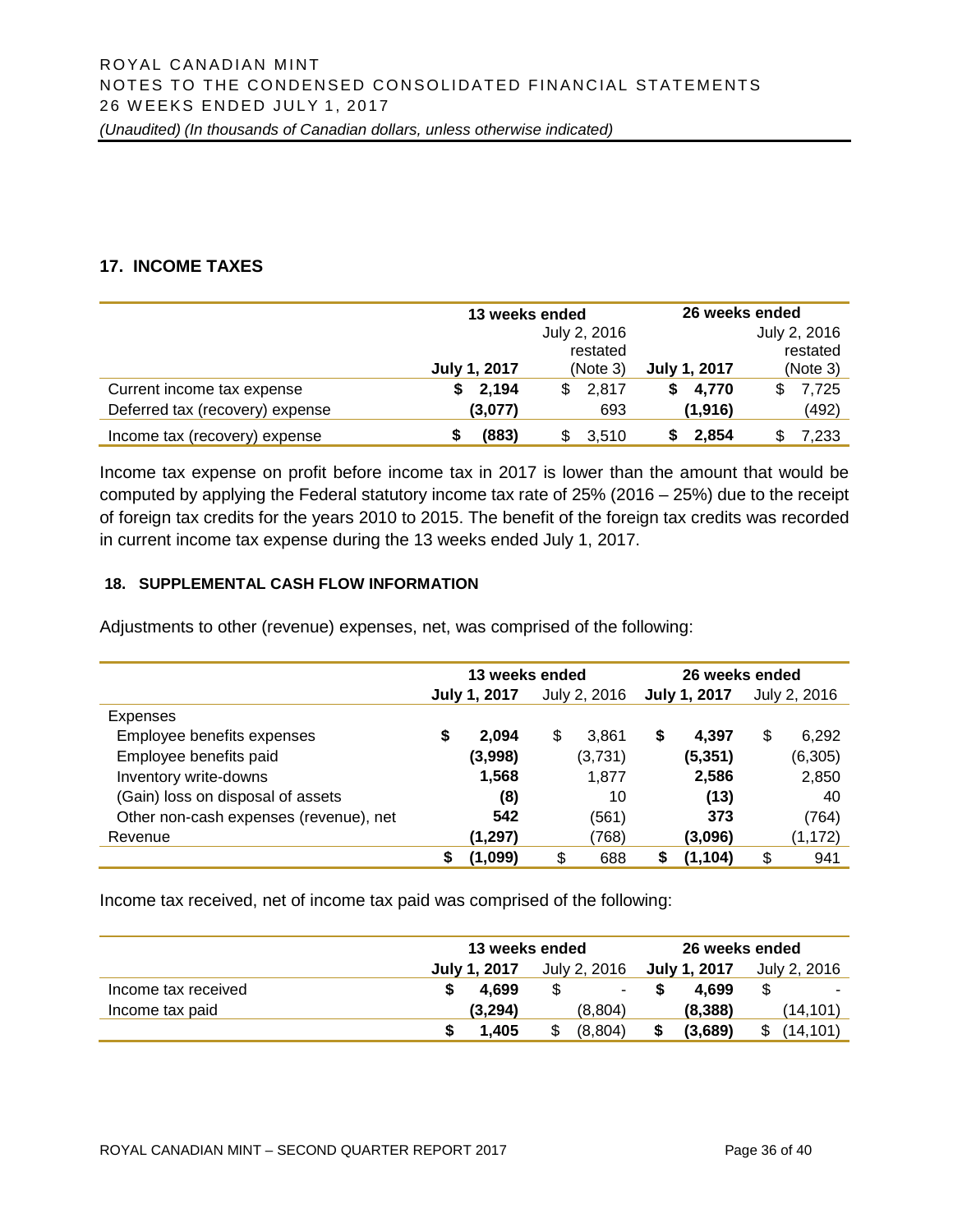## 17. INCOME TAXES

| | 13 weeks ended | | 26 weeks ended | |
|---|---|---|---|---|
| | **July 1, 2017** | July 2, 2016 restated (Note 3) | **July 1, 2017** | July 2, 2016 restated (Note 3) |
| Current income tax expense | **$ 2,194** | $ 2,817 | **$ 4,770** | $ 7,725 |
| Deferred tax (recovery) expense | **(3,077)** | 693 | **(1,916)** | (492) |
| Income tax (recovery) expense | **$ (883)** | $ 3,510 | **$ 2,854** | $ 7,233 |

Income tax expense on profit before income tax in 2017 is lower than the amount that would be computed by applying the Federal statutory income tax rate of 25% (2016 – 25%) due to the receipt of foreign tax credits for the years 2010 to 2015. The benefit of the foreign tax credits was recorded in current income tax expense during the 13 weeks ended July 1, 2017.

### 18. SUPPLEMENTAL CASH FLOW INFORMATION

Adjustments to other (revenue) expenses, net, was comprised of the following:

| | 13 weeks ended | | 26 weeks ended | |
|---|---|---|---|---|
| | **July 1, 2017** | July 2, 2016 | **July 1, 2017** | July 2, 2016 |
| Expenses | | | | |
| Employee benefits expenses | **$ 2,094** | $ 3,861 | **$ 4,397** | $ 6,292 |
| Employee benefits paid | **(3,998)** | (3,731) | **(5,351)** | (6,305) |
| Inventory write-downs | **1,568** | 1,877 | **2,586** | 2,850 |
| (Gain) loss on disposal of assets | **(8)** | 10 | **(13)** | 40 |
| Other non-cash expenses (revenue), net | **542** | (561) | **373** | (764) |
| Revenue | **(1,297)** | (768) | **(3,096)** | (1,172) |
| | **$ (1,099)** | $ 688 | **$ (1,104)** | $ 941 |

Income tax received, net of income tax paid was comprised of the following:

| | 13 weeks ended | | 26 weeks ended | |
|---|---|---|---|---|
| | **July 1, 2017** | July 2, 2016 | **July 1, 2017** | July 2, 2016 |
| Income tax received | **$ 4,699** | $ - | **$ 4,699** | $ - |
| Income tax paid | **(3,294)** | (8,804) | **(8,388)** | (14,101) |
| | **$ 1,405** | $ (8,804) | **$ (3,689)** | $ (14,101) |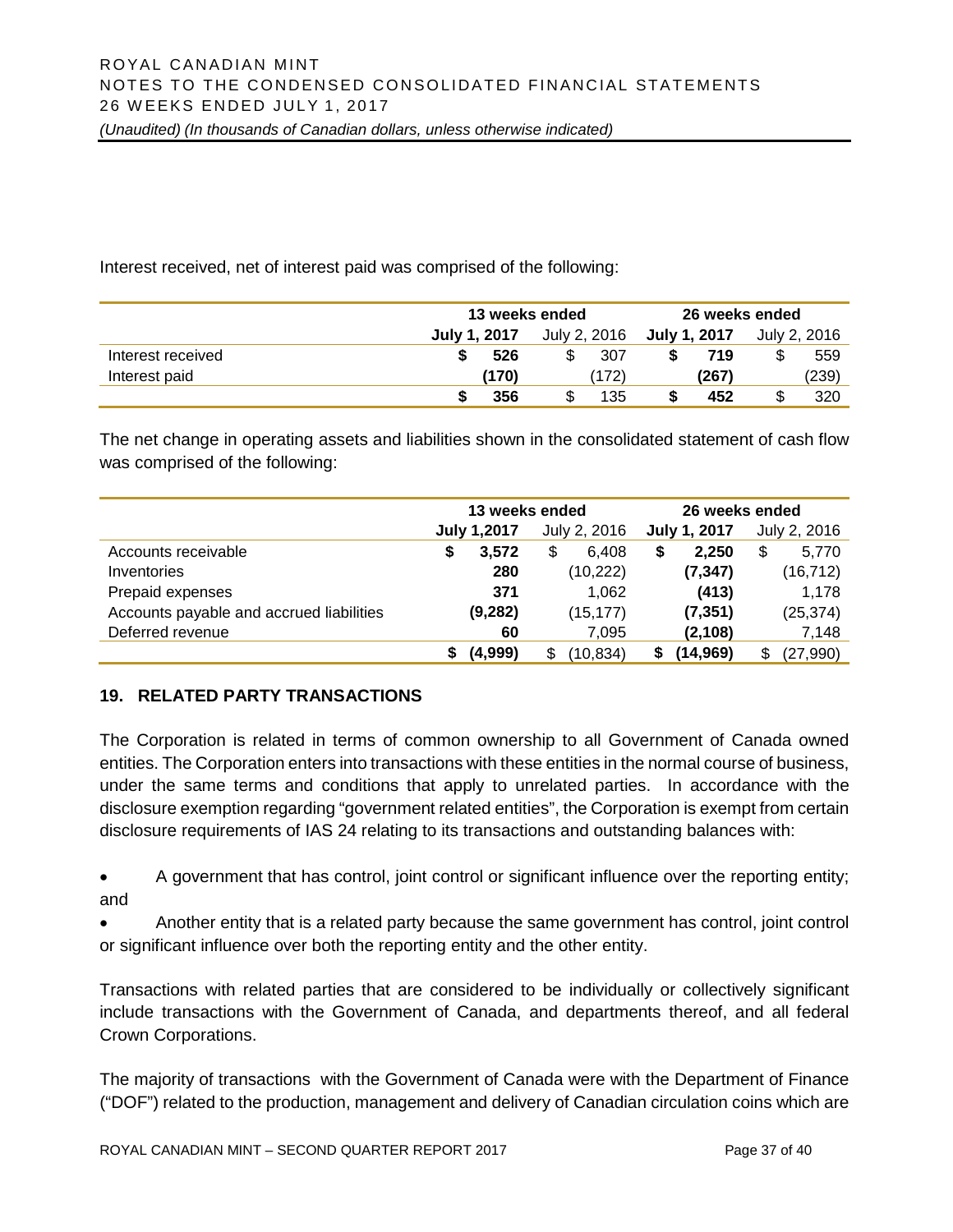Interest received, net of interest paid was comprised of the following:

| | 13 weeks ended | | 26 weeks ended | |
|---|---|---|---|---|
| | **July 1, 2017** | July 2, 2016 | **July 1, 2017** | July 2, 2016 |
| Interest received | **$ 526** | $ 307 | **$ 719** | $ 559 |
| Interest paid | **(170)** | (172) | **(267)** | (239) |
| | **$ 356** | $ 135 | **$ 452** | $ 320 |

The net change in operating assets and liabilities shown in the consolidated statement of cash flow was comprised of the following:

| | 13 weeks ended | | 26 weeks ended | |
|---|---|---|---|---|
| | **July 1,2017** | July 2, 2016 | **July 1, 2017** | July 2, 2016 |
| Accounts receivable | **$ 3,572** | $ 6,408 | **$ 2,250** | $ 5,770 |
| Inventories | **280** | (10,222) | **(7,347)** | (16,712) |
| Prepaid expenses | **371** | 1,062 | **(413)** | 1,178 |
| Accounts payable and accrued liabilities | **(9,282)** | (15,177) | **(7,351)** | (25,374) |
| Deferred revenue | **60** | 7,095 | **(2,108)** | 7,148 |
| | **$ (4,999)** | $ (10,834) | **$ (14,969)** | $ (27,990) |

## 19. RELATED PARTY TRANSACTIONS

The Corporation is related in terms of common ownership to all Government of Canada owned entities. The Corporation enters into transactions with these entities in the normal course of business, under the same terms and conditions that apply to unrelated parties. In accordance with the disclosure exemption regarding "government related entities", the Corporation is exempt from certain disclosure requirements of IAS 24 relating to its transactions and outstanding balances with:

- A government that has control, joint control or significant influence over the reporting entity; and
- Another entity that is a related party because the same government has control, joint control or significant influence over both the reporting entity and the other entity.

Transactions with related parties that are considered to be individually or collectively significant include transactions with the Government of Canada, and departments thereof, and all federal Crown Corporations.

The majority of transactions with the Government of Canada were with the Department of Finance ("DOF") related to the production, management and delivery of Canadian circulation coins which are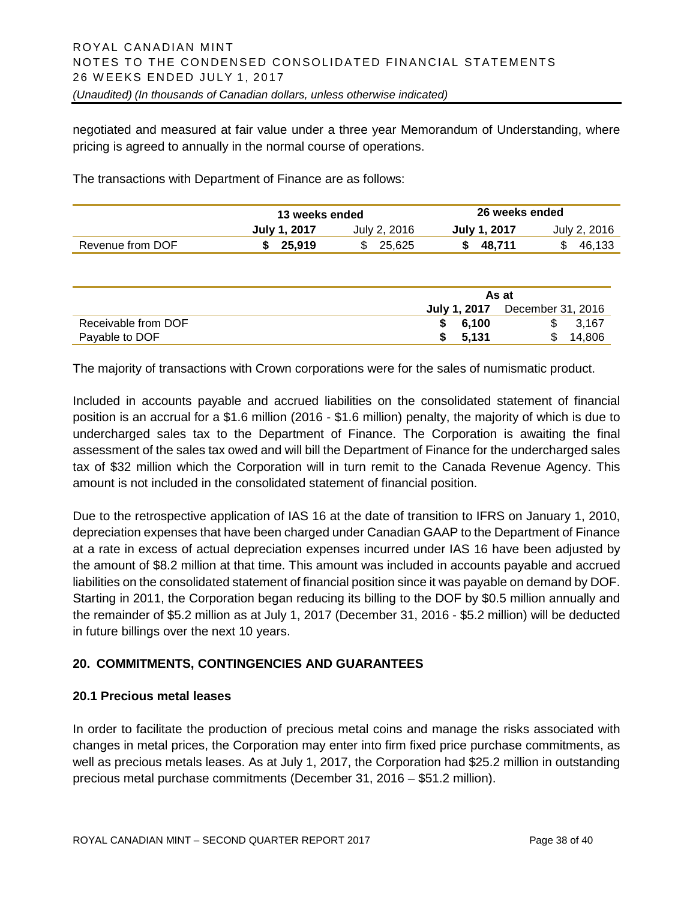negotiated and measured at fair value under a three year Memorandum of Understanding, where pricing is agreed to annually in the normal course of operations.

The transactions with Department of Finance are as follows:

| | 13 weeks ended | | 26 weeks ended | |
|---|---|---|---|---|
| | **July 1, 2017** | July 2, 2016 | **July 1, 2017** | July 2, 2016 |
| Revenue from DOF | **$ 25,919** | $ 25,625 | **$ 48,711** | $ 46,133 |

| | As at | |
|---|---|---|
| | **July 1, 2017** | December 31, 2016 |
| Receivable from DOF | **$ 6,100** | $ 3,167 |
| Payable to DOF | **$ 5,131** | $ 14,806 |

The majority of transactions with Crown corporations were for the sales of numismatic product.

Included in accounts payable and accrued liabilities on the consolidated statement of financial position is an accrual for a $1.6 million (2016 - $1.6 million) penalty, the majority of which is due to undercharged sales tax to the Department of Finance. The Corporation is awaiting the final assessment of the sales tax owed and will bill the Department of Finance for the undercharged sales tax of $32 million which the Corporation will in turn remit to the Canada Revenue Agency. This amount is not included in the consolidated statement of financial position.

Due to the retrospective application of IAS 16 at the date of transition to IFRS on January 1, 2010, depreciation expenses that have been charged under Canadian GAAP to the Department of Finance at a rate in excess of actual depreciation expenses incurred under IAS 16 have been adjusted by the amount of $8.2 million at that time. This amount was included in accounts payable and accrued liabilities on the consolidated statement of financial position since it was payable on demand by DOF. Starting in 2011, the Corporation began reducing its billing to the DOF by $0.5 million annually and the remainder of $5.2 million as at July 1, 2017 (December 31, 2016 - $5.2 million) will be deducted in future billings over the next 10 years.

## 20. COMMITMENTS, CONTINGENCIES AND GUARANTEES

### 20.1 Precious metal leases

In order to facilitate the production of precious metal coins and manage the risks associated with changes in metal prices, the Corporation may enter into firm fixed price purchase commitments, as well as precious metals leases. As at July 1, 2017, the Corporation had $25.2 million in outstanding precious metal purchase commitments (December 31, 2016 – $51.2 million).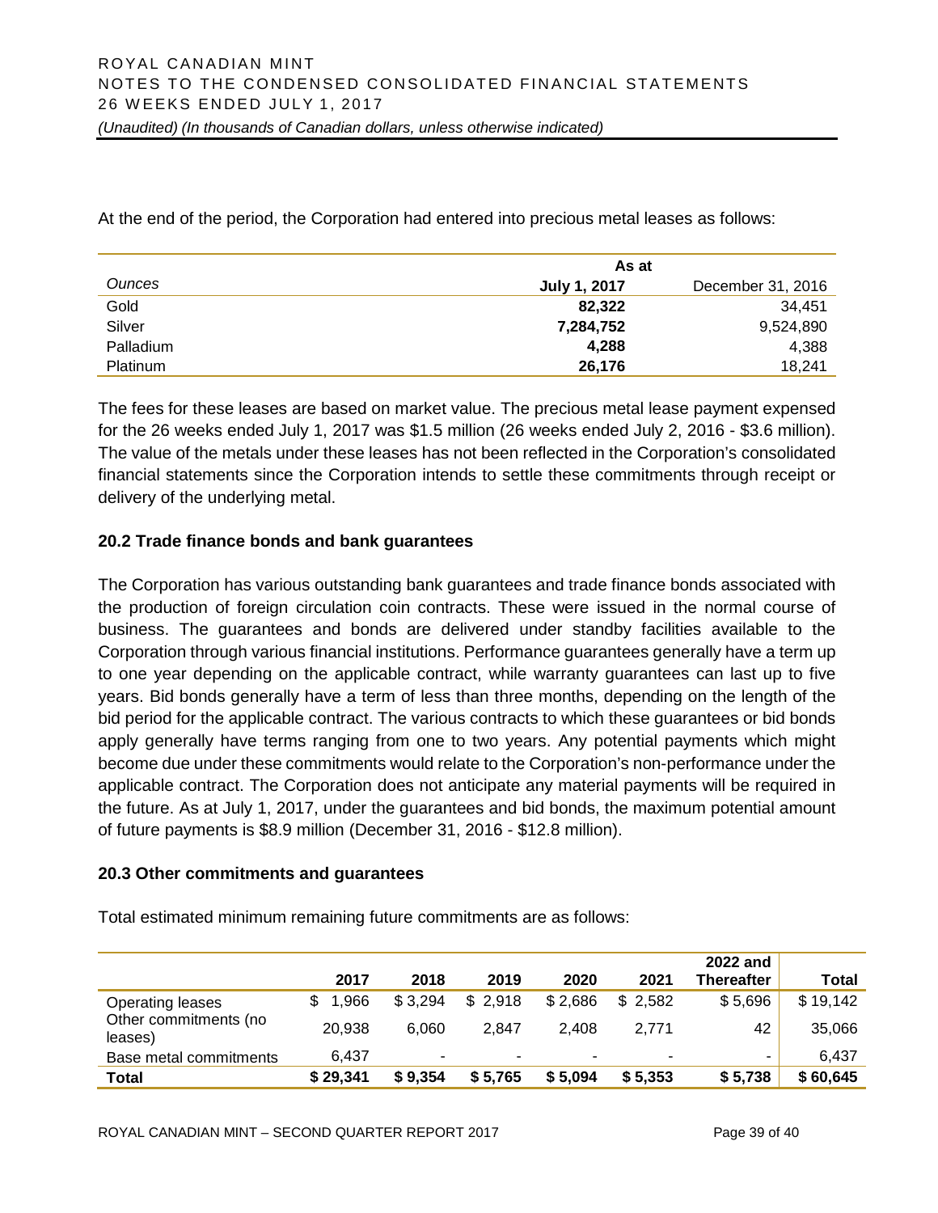At the end of the period, the Corporation had entered into precious metal leases as follows:

| | As at | |
|---|---|---|
| *Ounces* | **July 1, 2017** | December 31, 2016 |
| Gold | **82,322** | 34,451 |
| Silver | **7,284,752** | 9,524,890 |
| Palladium | **4,288** | 4,388 |
| Platinum | **26,176** | 18,241 |

The fees for these leases are based on market value. The precious metal lease payment expensed for the 26 weeks ended July 1, 2017 was $1.5 million (26 weeks ended July 2, 2016 - $3.6 million). The value of the metals under these leases has not been reflected in the Corporation's consolidated financial statements since the Corporation intends to settle these commitments through receipt or delivery of the underlying metal.

### 20.2 Trade finance bonds and bank guarantees

The Corporation has various outstanding bank guarantees and trade finance bonds associated with the production of foreign circulation coin contracts. These were issued in the normal course of business. The guarantees and bonds are delivered under standby facilities available to the Corporation through various financial institutions. Performance guarantees generally have a term up to one year depending on the applicable contract, while warranty guarantees can last up to five years. Bid bonds generally have a term of less than three months, depending on the length of the bid period for the applicable contract. The various contracts to which these guarantees or bid bonds apply generally have terms ranging from one to two years. Any potential payments which might become due under these commitments would relate to the Corporation's non-performance under the applicable contract. The Corporation does not anticipate any material payments will be required in the future. As at July 1, 2017, under the guarantees and bid bonds, the maximum potential amount of future payments is $8.9 million (December 31, 2016 - $12.8 million).

### 20.3 Other commitments and guarantees

Total estimated minimum remaining future commitments are as follows:

| | 2017 | 2018 | 2019 | 2020 | 2021 | 2022 and Thereafter | Total |
|---|---|---|---|---|---|---|---|
| Operating leases | $ 1,966 | $ 3,294 | $ 2,918 | $ 2,686 | $ 2,582 | $ 5,696 | $ 19,142 |
| Other commitments (no leases) | 20,938 | 6,060 | 2,847 | 2,408 | 2,771 | 42 | 35,066 |
| Base metal commitments | 6,437 | - | - | - | - | - | 6,437 |
| **Total** | **$ 29,341** | **$ 9,354** | **$ 5,765** | **$ 5,094** | **$ 5,353** | **$ 5,738** | **$ 60,645** |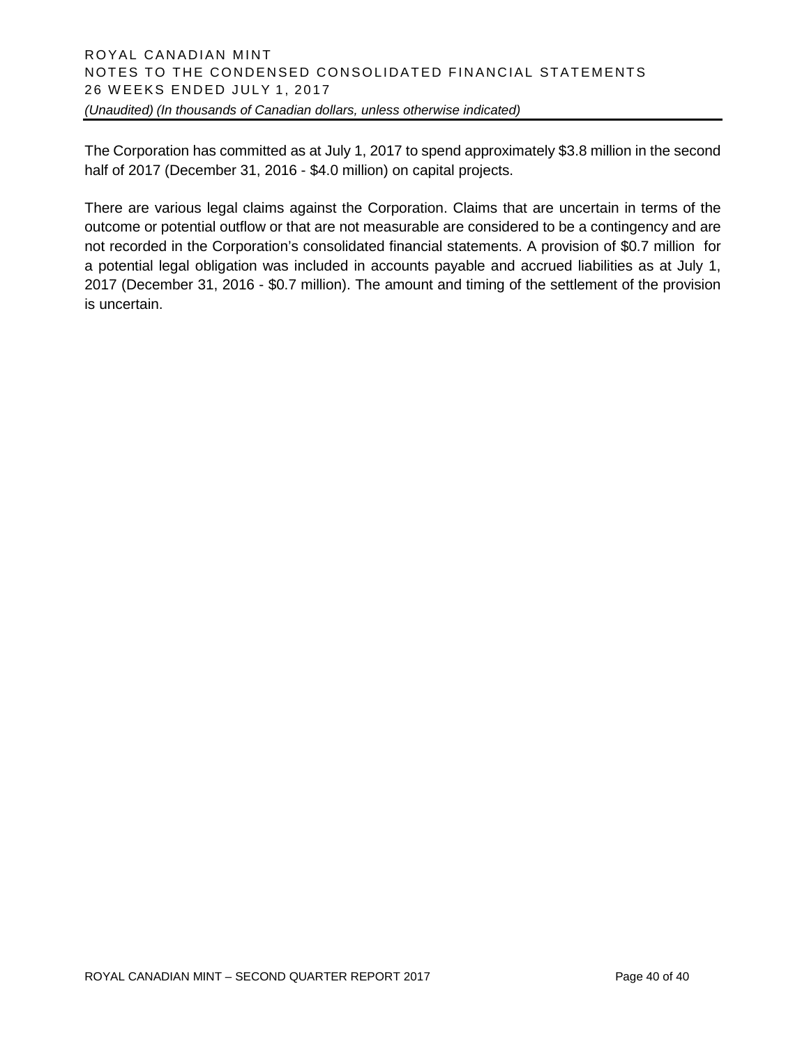The Corporation has committed as at July 1, 2017 to spend approximately $3.8 million in the second half of 2017 (December 31, 2016 - $4.0 million) on capital projects.

There are various legal claims against the Corporation. Claims that are uncertain in terms of the outcome or potential outflow or that are not measurable are considered to be a contingency and are not recorded in the Corporation's consolidated financial statements. A provision of $0.7 million for a potential legal obligation was included in accounts payable and accrued liabilities as at July 1, 2017 (December 31, 2016 - $0.7 million). The amount and timing of the settlement of the provision is uncertain.